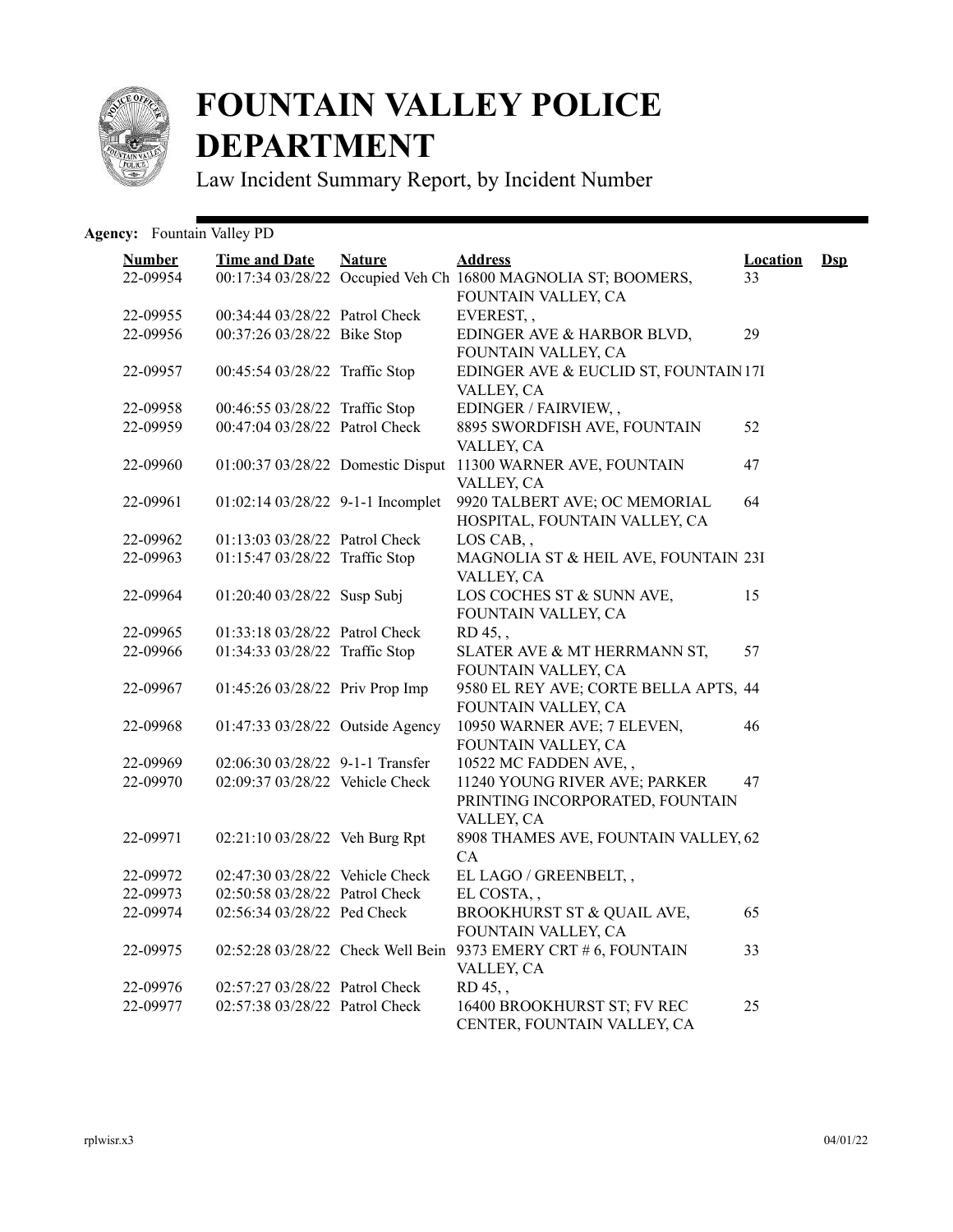# FOUNTAIN VALLEY POLICE DEPARTMENT

Law Incident Summary Report, by Incident Number

**Agency:** Fountain Valley PD

| Number | Time and Date | Nature | Address | Location | Dsp |
|---|---|---|---|---|---|
| 22-09954 | 00:17:34 03/28/22 | Occupied Veh Ch | 16800 MAGNOLIA ST; BOOMERS, FOUNTAIN VALLEY, CA | 33 | |
| 22-09955 | 00:34:44 03/28/22 | Patrol Check | EVEREST, , | | |
| 22-09956 | 00:37:26 03/28/22 | Bike Stop | EDINGER AVE & HARBOR BLVD, FOUNTAIN VALLEY, CA | 29 | |
| 22-09957 | 00:45:54 03/28/22 | Traffic Stop | EDINGER AVE & EUCLID ST, FOUNTAIN VALLEY, CA | 17I | |
| 22-09958 | 00:46:55 03/28/22 | Traffic Stop | EDINGER / FAIRVIEW, , | | |
| 22-09959 | 00:47:04 03/28/22 | Patrol Check | 8895 SWORDFISH AVE, FOUNTAIN VALLEY, CA | 52 | |
| 22-09960 | 01:00:37 03/28/22 | Domestic Disput | 11300 WARNER AVE, FOUNTAIN VALLEY, CA | 47 | |
| 22-09961 | 01:02:14 03/28/22 | 9-1-1 Incomplet | 9920 TALBERT AVE; OC MEMORIAL HOSPITAL, FOUNTAIN VALLEY, CA | 64 | |
| 22-09962 | 01:13:03 03/28/22 | Patrol Check | LOS CAB, , | | |
| 22-09963 | 01:15:47 03/28/22 | Traffic Stop | MAGNOLIA ST & HEIL AVE, FOUNTAIN VALLEY, CA | 23I | |
| 22-09964 | 01:20:40 03/28/22 | Susp Subj | LOS COCHES ST & SUNN AVE, FOUNTAIN VALLEY, CA | 15 | |
| 22-09965 | 01:33:18 03/28/22 | Patrol Check | RD 45, , | | |
| 22-09966 | 01:34:33 03/28/22 | Traffic Stop | SLATER AVE & MT HERRMANN ST, FOUNTAIN VALLEY, CA | 57 | |
| 22-09967 | 01:45:26 03/28/22 | Priv Prop Imp | 9580 EL REY AVE; CORTE BELLA APTS, FOUNTAIN VALLEY, CA | 44 | |
| 22-09968 | 01:47:33 03/28/22 | Outside Agency | 10950 WARNER AVE; 7 ELEVEN, FOUNTAIN VALLEY, CA | 46 | |
| 22-09969 | 02:06:30 03/28/22 | 9-1-1 Transfer | 10522 MC FADDEN AVE, , | | |
| 22-09970 | 02:09:37 03/28/22 | Vehicle Check | 11240 YOUNG RIVER AVE; PARKER PRINTING INCORPORATED, FOUNTAIN VALLEY, CA | 47 | |
| 22-09971 | 02:21:10 03/28/22 | Veh Burg Rpt | 8908 THAMES AVE, FOUNTAIN VALLEY, CA | 62 | |
| 22-09972 | 02:47:30 03/28/22 | Vehicle Check | EL LAGO / GREENBELT, , | | |
| 22-09973 | 02:50:58 03/28/22 | Patrol Check | EL COSTA, , | | |
| 22-09974 | 02:56:34 03/28/22 | Ped Check | BROOKHURST ST & QUAIL AVE, FOUNTAIN VALLEY, CA | 65 | |
| 22-09975 | 02:52:28 03/28/22 | Check Well Bein | 9373 EMERY CRT # 6, FOUNTAIN VALLEY, CA | 33 | |
| 22-09976 | 02:57:27 03/28/22 | Patrol Check | RD 45, , | | |
| 22-09977 | 02:57:38 03/28/22 | Patrol Check | 16400 BROOKHURST ST; FV REC CENTER, FOUNTAIN VALLEY, CA | 25 | |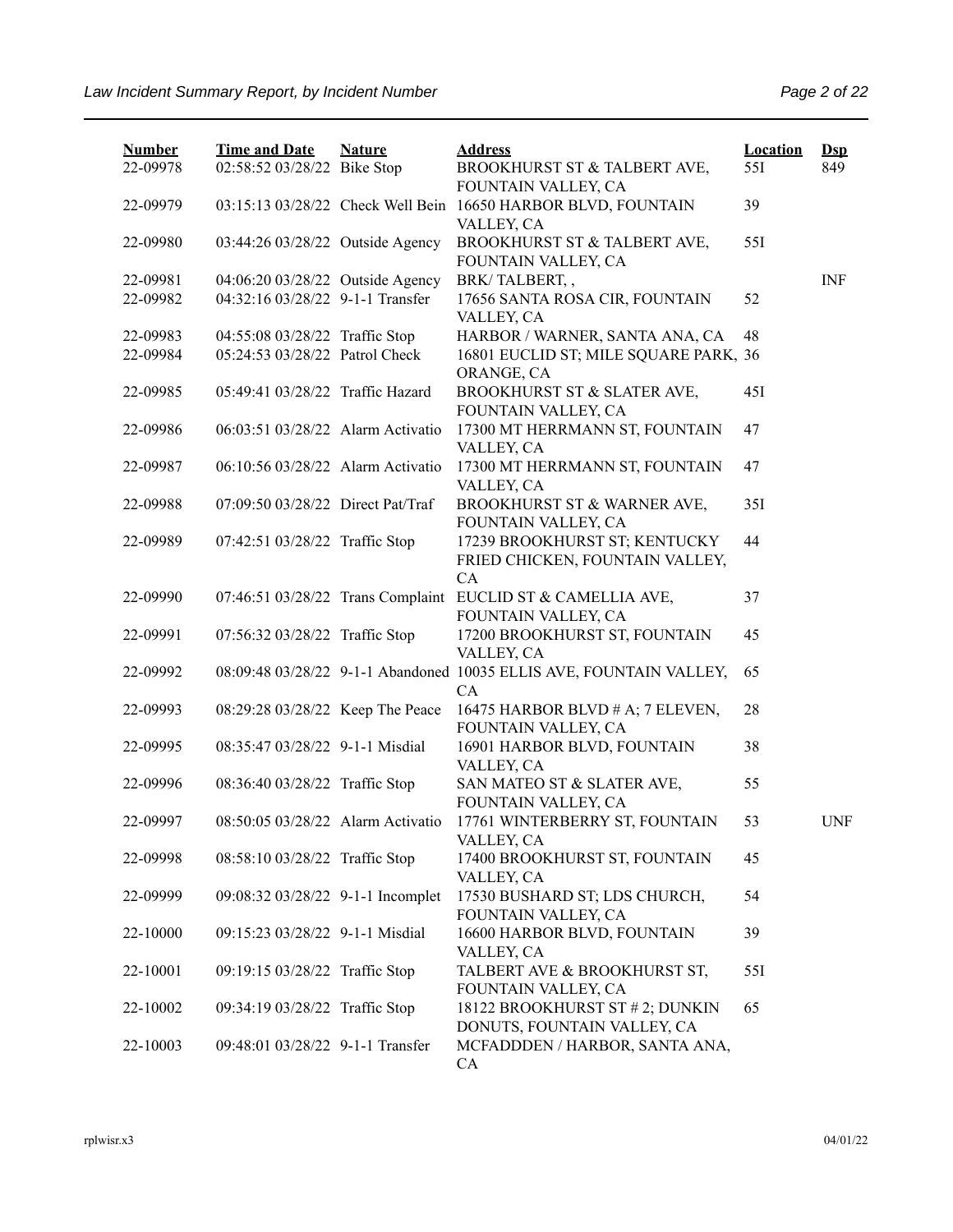| Number | Time and Date | Nature | Address | Location | Dsp |
|---|---|---|---|---|---|
| 22-09978 | 02:58:52 03/28/22 | Bike Stop | BROOKHURST ST & TALBERT AVE, FOUNTAIN VALLEY, CA | 55I | 849 |
| 22-09979 | 03:15:13 03/28/22 | Check Well Bein | 16650 HARBOR BLVD, FOUNTAIN VALLEY, CA | 39 | |
| 22-09980 | 03:44:26 03/28/22 | Outside Agency | BROOKHURST ST & TALBERT AVE, FOUNTAIN VALLEY, CA | 55I | |
| 22-09981 | 04:06:20 03/28/22 | Outside Agency | BRK/ TALBERT, , | | INF |
| 22-09982 | 04:32:16 03/28/22 | 9-1-1 Transfer | 17656 SANTA ROSA CIR, FOUNTAIN VALLEY, CA | 52 | |
| 22-09983 | 04:55:08 03/28/22 | Traffic Stop | HARBOR / WARNER, SANTA ANA, CA | 48 | |
| 22-09984 | 05:24:53 03/28/22 | Patrol Check | 16801 EUCLID ST; MILE SQUARE PARK, ORANGE, CA | 36 | |
| 22-09985 | 05:49:41 03/28/22 | Traffic Hazard | BROOKHURST ST & SLATER AVE, FOUNTAIN VALLEY, CA | 45I | |
| 22-09986 | 06:03:51 03/28/22 | Alarm Activatio | 17300 MT HERRMANN ST, FOUNTAIN VALLEY, CA | 47 | |
| 22-09987 | 06:10:56 03/28/22 | Alarm Activatio | 17300 MT HERRMANN ST, FOUNTAIN VALLEY, CA | 47 | |
| 22-09988 | 07:09:50 03/28/22 | Direct Pat/Traf | BROOKHURST ST & WARNER AVE, FOUNTAIN VALLEY, CA | 35I | |
| 22-09989 | 07:42:51 03/28/22 | Traffic Stop | 17239 BROOKHURST ST; KENTUCKY FRIED CHICKEN, FOUNTAIN VALLEY, CA | 44 | |
| 22-09990 | 07:46:51 03/28/22 | Trans Complaint | EUCLID ST & CAMELLIA AVE, FOUNTAIN VALLEY, CA | 37 | |
| 22-09991 | 07:56:32 03/28/22 | Traffic Stop | 17200 BROOKHURST ST, FOUNTAIN VALLEY, CA | 45 | |
| 22-09992 | 08:09:48 03/28/22 | 9-1-1 Abandoned | 10035 ELLIS AVE, FOUNTAIN VALLEY, CA | 65 | |
| 22-09993 | 08:29:28 03/28/22 | Keep The Peace | 16475 HARBOR BLVD # A; 7 ELEVEN, FOUNTAIN VALLEY, CA | 28 | |
| 22-09995 | 08:35:47 03/28/22 | 9-1-1 Misdial | 16901 HARBOR BLVD, FOUNTAIN VALLEY, CA | 38 | |
| 22-09996 | 08:36:40 03/28/22 | Traffic Stop | SAN MATEO ST & SLATER AVE, FOUNTAIN VALLEY, CA | 55 | |
| 22-09997 | 08:50:05 03/28/22 | Alarm Activatio | 17761 WINTERBERRY ST, FOUNTAIN VALLEY, CA | 53 | UNF |
| 22-09998 | 08:58:10 03/28/22 | Traffic Stop | 17400 BROOKHURST ST, FOUNTAIN VALLEY, CA | 45 | |
| 22-09999 | 09:08:32 03/28/22 | 9-1-1 Incomplet | 17530 BUSHARD ST; LDS CHURCH, FOUNTAIN VALLEY, CA | 54 | |
| 22-10000 | 09:15:23 03/28/22 | 9-1-1 Misdial | 16600 HARBOR BLVD, FOUNTAIN VALLEY, CA | 39 | |
| 22-10001 | 09:19:15 03/28/22 | Traffic Stop | TALBERT AVE & BROOKHURST ST, FOUNTAIN VALLEY, CA | 55I | |
| 22-10002 | 09:34:19 03/28/22 | Traffic Stop | 18122 BROOKHURST ST # 2; DUNKIN DONUTS, FOUNTAIN VALLEY, CA | 65 | |
| 22-10003 | 09:48:01 03/28/22 | 9-1-1 Transfer | MCFADDDEN / HARBOR, SANTA ANA, CA | | |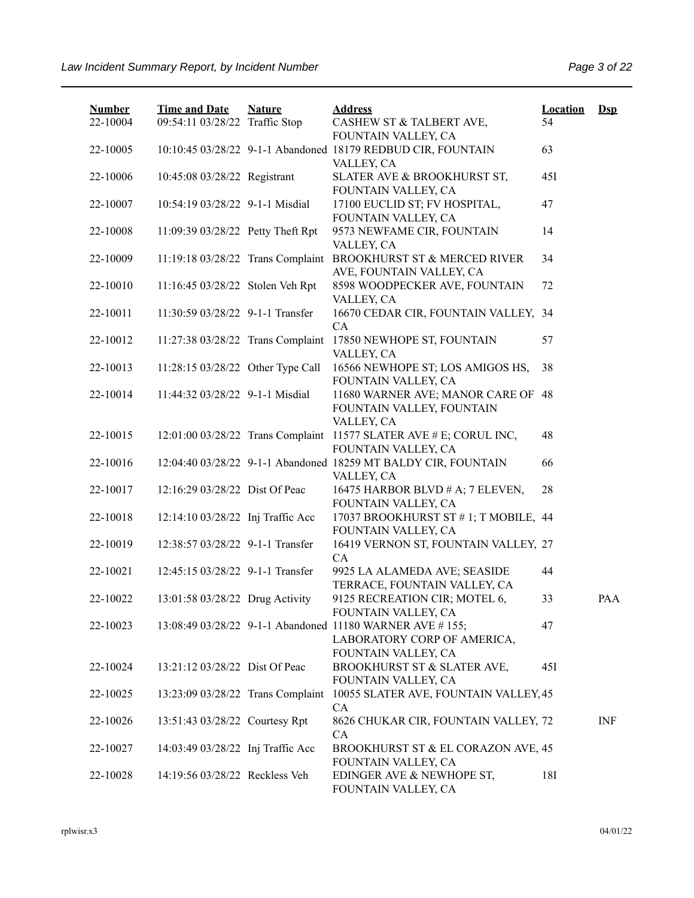| Number | Time and Date | Nature | Address | Location | Dsp |
|---|---|---|---|---|---|
| 22-10004 | 09:54:11 03/28/22 | Traffic Stop | CASHEW ST & TALBERT AVE, FOUNTAIN VALLEY, CA | 54 | |
| 22-10005 | 10:10:45 03/28/22 | 9-1-1 Abandoned | 18179 REDBUD CIR, FOUNTAIN VALLEY, CA | 63 | |
| 22-10006 | 10:45:08 03/28/22 | Registrant | SLATER AVE & BROOKHURST ST, FOUNTAIN VALLEY, CA | 45I | |
| 22-10007 | 10:54:19 03/28/22 | 9-1-1 Misdial | 17100 EUCLID ST; FV HOSPITAL, FOUNTAIN VALLEY, CA | 47 | |
| 22-10008 | 11:09:39 03/28/22 | Petty Theft Rpt | 9573 NEWFAME CIR, FOUNTAIN VALLEY, CA | 14 | |
| 22-10009 | 11:19:18 03/28/22 | Trans Complaint | BROOKHURST ST & MERCED RIVER AVE, FOUNTAIN VALLEY, CA | 34 | |
| 22-10010 | 11:16:45 03/28/22 | Stolen Veh Rpt | 8598 WOODPECKER AVE, FOUNTAIN VALLEY, CA | 72 | |
| 22-10011 | 11:30:59 03/28/22 | 9-1-1 Transfer | 16670 CEDAR CIR, FOUNTAIN VALLEY, CA | 34 | |
| 22-10012 | 11:27:38 03/28/22 | Trans Complaint | 17850 NEWHOPE ST, FOUNTAIN VALLEY, CA | 57 | |
| 22-10013 | 11:28:15 03/28/22 | Other Type Call | 16566 NEWHOPE ST; LOS AMIGOS HS, FOUNTAIN VALLEY, CA | 38 | |
| 22-10014 | 11:44:32 03/28/22 | 9-1-1 Misdial | 11680 WARNER AVE; MANOR CARE OF FOUNTAIN VALLEY, FOUNTAIN VALLEY, CA | 48 | |
| 22-10015 | 12:01:00 03/28/22 | Trans Complaint | 11577 SLATER AVE # E; CORUL INC, FOUNTAIN VALLEY, CA | 48 | |
| 22-10016 | 12:04:40 03/28/22 | 9-1-1 Abandoned | 18259 MT BALDY CIR, FOUNTAIN VALLEY, CA | 66 | |
| 22-10017 | 12:16:29 03/28/22 | Dist Of Peac | 16475 HARBOR BLVD # A; 7 ELEVEN, FOUNTAIN VALLEY, CA | 28 | |
| 22-10018 | 12:14:10 03/28/22 | Inj Traffic Acc | 17037 BROOKHURST ST # 1; T MOBILE, FOUNTAIN VALLEY, CA | 44 | |
| 22-10019 | 12:38:57 03/28/22 | 9-1-1 Transfer | 16419 VERNON ST, FOUNTAIN VALLEY, CA | 27 | |
| 22-10021 | 12:45:15 03/28/22 | 9-1-1 Transfer | 9925 LA ALAMEDA AVE; SEASIDE TERRACE, FOUNTAIN VALLEY, CA | 44 | |
| 22-10022 | 13:01:58 03/28/22 | Drug Activity | 9125 RECREATION CIR; MOTEL 6, FOUNTAIN VALLEY, CA | 33 | PAA |
| 22-10023 | 13:08:49 03/28/22 | 9-1-1 Abandoned | 11180 WARNER AVE # 155; LABORATORY CORP OF AMERICA, FOUNTAIN VALLEY, CA | 47 | |
| 22-10024 | 13:21:12 03/28/22 | Dist Of Peac | BROOKHURST ST & SLATER AVE, FOUNTAIN VALLEY, CA | 45I | |
| 22-10025 | 13:23:09 03/28/22 | Trans Complaint | 10055 SLATER AVE, FOUNTAIN VALLEY, CA | 45 | |
| 22-10026 | 13:51:43 03/28/22 | Courtesy Rpt | 8626 CHUKAR CIR, FOUNTAIN VALLEY, CA | 72 | INF |
| 22-10027 | 14:03:49 03/28/22 | Inj Traffic Acc | BROOKHURST ST & EL CORAZON AVE, FOUNTAIN VALLEY, CA | 45 | |
| 22-10028 | 14:19:56 03/28/22 | Reckless Veh | EDINGER AVE & NEWHOPE ST, FOUNTAIN VALLEY, CA | 18I | |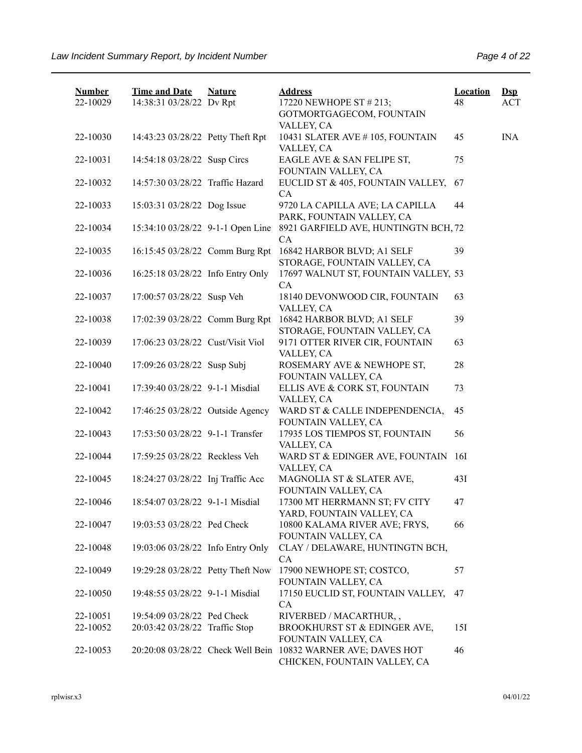| Number | Time and Date | Nature | Address | Location | Dsp |
|---|---|---|---|---|---|
| 22-10029 | 14:38:31 03/28/22 | Dv Rpt | 17220 NEWHOPE ST # 213; GOTMORTGAGECOM, FOUNTAIN VALLEY, CA | 48 | ACT |
| 22-10030 | 14:43:23 03/28/22 | Petty Theft Rpt | 10431 SLATER AVE # 105, FOUNTAIN VALLEY, CA | 45 | INA |
| 22-10031 | 14:54:18 03/28/22 | Susp Circs | EAGLE AVE & SAN FELIPE ST, FOUNTAIN VALLEY, CA | 75 | |
| 22-10032 | 14:57:30 03/28/22 | Traffic Hazard | EUCLID ST & 405, FOUNTAIN VALLEY, CA | 67 | |
| 22-10033 | 15:03:31 03/28/22 | Dog Issue | 9720 LA CAPILLA AVE; LA CAPILLA PARK, FOUNTAIN VALLEY, CA | 44 | |
| 22-10034 | 15:34:10 03/28/22 | 9-1-1 Open Line | 8921 GARFIELD AVE, HUNTINGTN BCH, CA | 72 | |
| 22-10035 | 16:15:45 03/28/22 | Comm Burg Rpt | 16842 HARBOR BLVD; A1 SELF STORAGE, FOUNTAIN VALLEY, CA | 39 | |
| 22-10036 | 16:25:18 03/28/22 | Info Entry Only | 17697 WALNUT ST, FOUNTAIN VALLEY, CA | 53 | |
| 22-10037 | 17:00:57 03/28/22 | Susp Veh | 18140 DEVONWOOD CIR, FOUNTAIN VALLEY, CA | 63 | |
| 22-10038 | 17:02:39 03/28/22 | Comm Burg Rpt | 16842 HARBOR BLVD; A1 SELF STORAGE, FOUNTAIN VALLEY, CA | 39 | |
| 22-10039 | 17:06:23 03/28/22 | Cust/Visit Viol | 9171 OTTER RIVER CIR, FOUNTAIN VALLEY, CA | 63 | |
| 22-10040 | 17:09:26 03/28/22 | Susp Subj | ROSEMARY AVE & NEWHOPE ST, FOUNTAIN VALLEY, CA | 28 | |
| 22-10041 | 17:39:40 03/28/22 | 9-1-1 Misdial | ELLIS AVE & CORK ST, FOUNTAIN VALLEY, CA | 73 | |
| 22-10042 | 17:46:25 03/28/22 | Outside Agency | WARD ST & CALLE INDEPENDENCIA, FOUNTAIN VALLEY, CA | 45 | |
| 22-10043 | 17:53:50 03/28/22 | 9-1-1 Transfer | 17935 LOS TIEMPOS ST, FOUNTAIN VALLEY, CA | 56 | |
| 22-10044 | 17:59:25 03/28/22 | Reckless Veh | WARD ST & EDINGER AVE, FOUNTAIN VALLEY, CA | 16I | |
| 22-10045 | 18:24:27 03/28/22 | Inj Traffic Acc | MAGNOLIA ST & SLATER AVE, FOUNTAIN VALLEY, CA | 43I | |
| 22-10046 | 18:54:07 03/28/22 | 9-1-1 Misdial | 17300 MT HERRMANN ST; FV CITY YARD, FOUNTAIN VALLEY, CA | 47 | |
| 22-10047 | 19:03:53 03/28/22 | Ped Check | 10800 KALAMA RIVER AVE; FRYS, FOUNTAIN VALLEY, CA | 66 | |
| 22-10048 | 19:03:06 03/28/22 | Info Entry Only | CLAY / DELAWARE, HUNTINGTN BCH, CA | | |
| 22-10049 | 19:29:28 03/28/22 | Petty Theft Now | 17900 NEWHOPE ST; COSTCO, FOUNTAIN VALLEY, CA | 57 | |
| 22-10050 | 19:48:55 03/28/22 | 9-1-1 Misdial | 17150 EUCLID ST, FOUNTAIN VALLEY, CA | 47 | |
| 22-10051 | 19:54:09 03/28/22 | Ped Check | RIVERBED / MACARTHUR, , | | |
| 22-10052 | 20:03:42 03/28/22 | Traffic Stop | BROOKHURST ST & EDINGER AVE, FOUNTAIN VALLEY, CA | 15I | |
| 22-10053 | 20:20:08 03/28/22 | Check Well Bein | 10832 WARNER AVE; DAVES HOT CHICKEN, FOUNTAIN VALLEY, CA | 46 | |

rplwisr.x3 04/01/22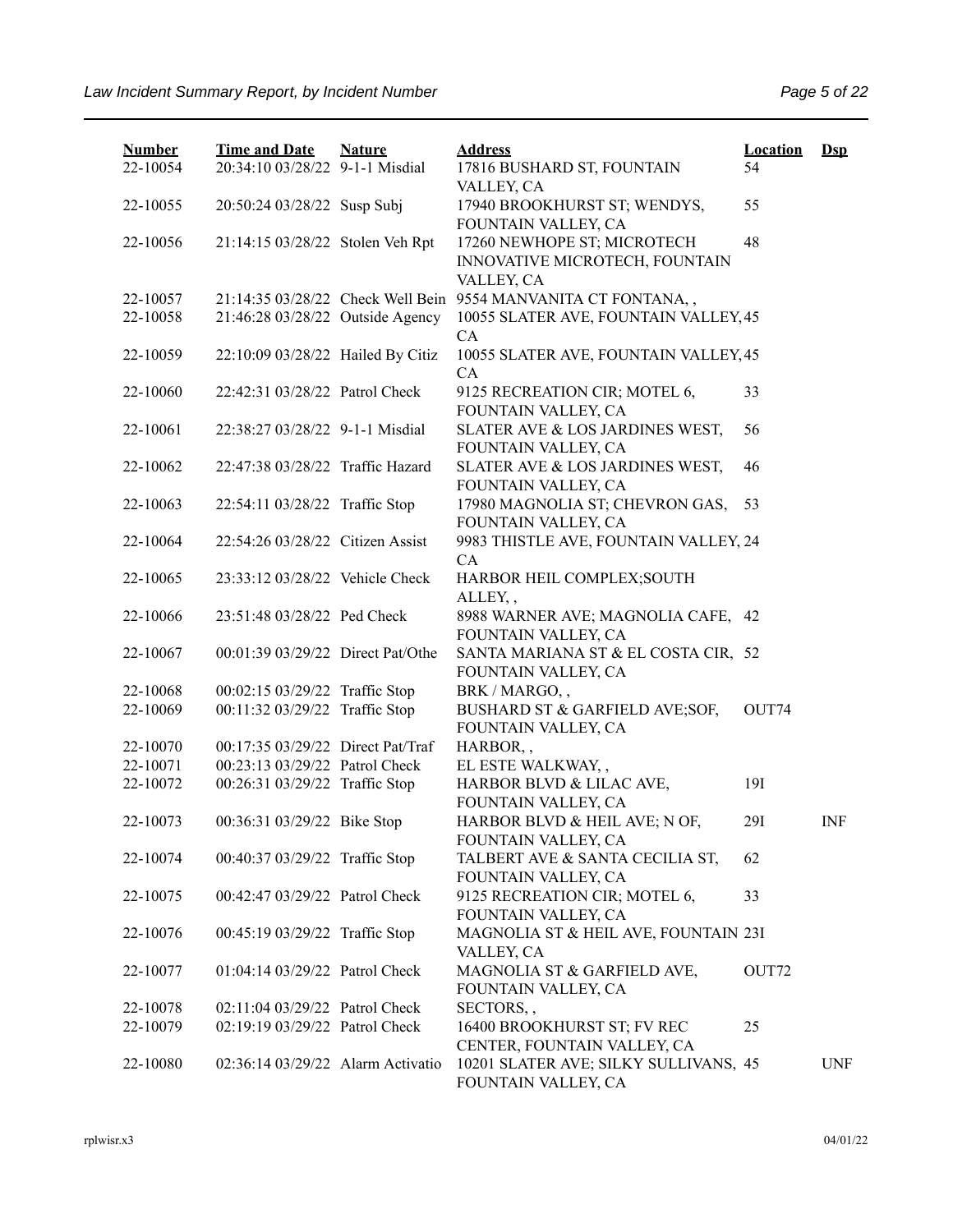| Number | Time and Date | Nature | Address | Location | Dsp |
|---|---|---|---|---|---|
| 22-10054 | 20:34:10 03/28/22 | 9-1-1 Misdial | 17816 BUSHARD ST, FOUNTAIN VALLEY, CA | 54 | |
| 22-10055 | 20:50:24 03/28/22 | Susp Subj | 17940 BROOKHURST ST; WENDYS, FOUNTAIN VALLEY, CA | 55 | |
| 22-10056 | 21:14:15 03/28/22 | Stolen Veh Rpt | 17260 NEWHOPE ST; MICROTECH INNOVATIVE MICROTECH, FOUNTAIN VALLEY, CA | 48 | |
| 22-10057 | 21:14:35 03/28/22 | Check Well Bein | 9554 MANVANITA CT FONTANA, , | | |
| 22-10058 | 21:46:28 03/28/22 | Outside Agency | 10055 SLATER AVE, FOUNTAIN VALLEY, CA | 45 | |
| 22-10059 | 22:10:09 03/28/22 | Hailed By Citiz | 10055 SLATER AVE, FOUNTAIN VALLEY, CA | 45 | |
| 22-10060 | 22:42:31 03/28/22 | Patrol Check | 9125 RECREATION CIR; MOTEL 6, FOUNTAIN VALLEY, CA | 33 | |
| 22-10061 | 22:38:27 03/28/22 | 9-1-1 Misdial | SLATER AVE & LOS JARDINES WEST, FOUNTAIN VALLEY, CA | 56 | |
| 22-10062 | 22:47:38 03/28/22 | Traffic Hazard | SLATER AVE & LOS JARDINES WEST, FOUNTAIN VALLEY, CA | 46 | |
| 22-10063 | 22:54:11 03/28/22 | Traffic Stop | 17980 MAGNOLIA ST; CHEVRON GAS, FOUNTAIN VALLEY, CA | 53 | |
| 22-10064 | 22:54:26 03/28/22 | Citizen Assist | 9983 THISTLE AVE, FOUNTAIN VALLEY, CA | 24 | |
| 22-10065 | 23:33:12 03/28/22 | Vehicle Check | HARBOR HEIL COMPLEX;SOUTH ALLEY, , | | |
| 22-10066 | 23:51:48 03/28/22 | Ped Check | 8988 WARNER AVE; MAGNOLIA CAFE, FOUNTAIN VALLEY, CA | 42 | |
| 22-10067 | 00:01:39 03/29/22 | Direct Pat/Othe | SANTA MARIANA ST & EL COSTA CIR, FOUNTAIN VALLEY, CA | 52 | |
| 22-10068 | 00:02:15 03/29/22 | Traffic Stop | BRK / MARGO, , | | |
| 22-10069 | 00:11:32 03/29/22 | Traffic Stop | BUSHARD ST & GARFIELD AVE;SOF, FOUNTAIN VALLEY, CA | OUT74 | |
| 22-10070 | 00:17:35 03/29/22 | Direct Pat/Traf | HARBOR, , | | |
| 22-10071 | 00:23:13 03/29/22 | Patrol Check | EL ESTE WALKWAY, , | | |
| 22-10072 | 00:26:31 03/29/22 | Traffic Stop | HARBOR BLVD & LILAC AVE, FOUNTAIN VALLEY, CA | 19I | |
| 22-10073 | 00:36:31 03/29/22 | Bike Stop | HARBOR BLVD & HEIL AVE; N OF, FOUNTAIN VALLEY, CA | 29I | INF |
| 22-10074 | 00:40:37 03/29/22 | Traffic Stop | TALBERT AVE & SANTA CECILIA ST, FOUNTAIN VALLEY, CA | 62 | |
| 22-10075 | 00:42:47 03/29/22 | Patrol Check | 9125 RECREATION CIR; MOTEL 6, FOUNTAIN VALLEY, CA | 33 | |
| 22-10076 | 00:45:19 03/29/22 | Traffic Stop | MAGNOLIA ST & HEIL AVE, FOUNTAIN VALLEY, CA | 23I | |
| 22-10077 | 01:04:14 03/29/22 | Patrol Check | MAGNOLIA ST & GARFIELD AVE, FOUNTAIN VALLEY, CA | OUT72 | |
| 22-10078 | 02:11:04 03/29/22 | Patrol Check | SECTORS, , | | |
| 22-10079 | 02:19:19 03/29/22 | Patrol Check | 16400 BROOKHURST ST; FV REC CENTER, FOUNTAIN VALLEY, CA | 25 | |
| 22-10080 | 02:36:14 03/29/22 | Alarm Activatio | 10201 SLATER AVE; SILKY SULLIVANS, FOUNTAIN VALLEY, CA | 45 | UNF |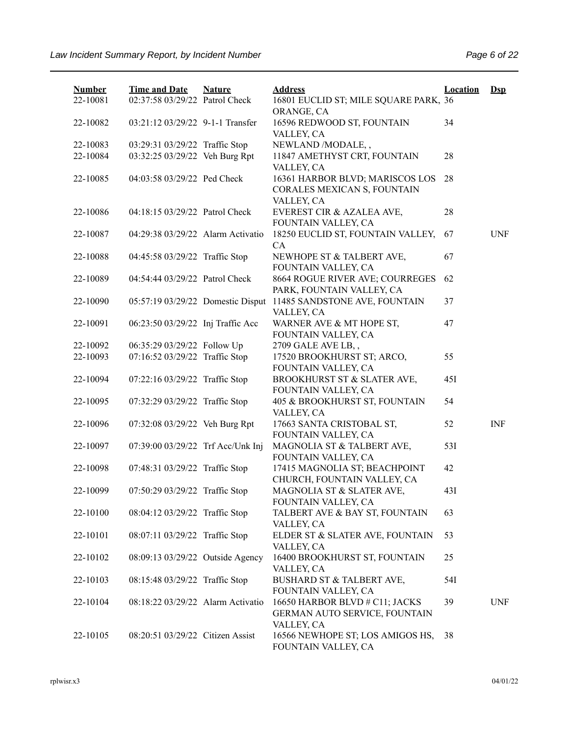| Number | Time and Date | Nature | Address | Location | Dsp |
|---|---|---|---|---|---|
| 22-10081 | 02:37:58 03/29/22 | Patrol Check | 16801 EUCLID ST; MILE SQUARE PARK, ORANGE, CA | 36 | |
| 22-10082 | 03:21:12 03/29/22 | 9-1-1 Transfer | 16596 REDWOOD ST, FOUNTAIN VALLEY, CA | 34 | |
| 22-10083 | 03:29:31 03/29/22 | Traffic Stop | NEWLAND /MODALE, , | | |
| 22-10084 | 03:32:25 03/29/22 | Veh Burg Rpt | 11847 AMETHYST CRT, FOUNTAIN VALLEY, CA | 28 | |
| 22-10085 | 04:03:58 03/29/22 | Ped Check | 16361 HARBOR BLVD; MARISCOS LOS CORALES MEXICAN S, FOUNTAIN VALLEY, CA | 28 | |
| 22-10086 | 04:18:15 03/29/22 | Patrol Check | EVEREST CIR & AZALEA AVE, FOUNTAIN VALLEY, CA | 28 | |
| 22-10087 | 04:29:38 03/29/22 | Alarm Activatio | 18250 EUCLID ST, FOUNTAIN VALLEY, CA | 67 | UNF |
| 22-10088 | 04:45:58 03/29/22 | Traffic Stop | NEWHOPE ST & TALBERT AVE, FOUNTAIN VALLEY, CA | 67 | |
| 22-10089 | 04:54:44 03/29/22 | Patrol Check | 8664 ROGUE RIVER AVE; COURREGES PARK, FOUNTAIN VALLEY, CA | 62 | |
| 22-10090 | 05:57:19 03/29/22 | Domestic Disput | 11485 SANDSTONE AVE, FOUNTAIN VALLEY, CA | 37 | |
| 22-10091 | 06:23:50 03/29/22 | Inj Traffic Acc | WARNER AVE & MT HOPE ST, FOUNTAIN VALLEY, CA | 47 | |
| 22-10092 | 06:35:29 03/29/22 | Follow Up | 2709 GALE AVE LB, , | | |
| 22-10093 | 07:16:52 03/29/22 | Traffic Stop | 17520 BROOKHURST ST; ARCO, FOUNTAIN VALLEY, CA | 55 | |
| 22-10094 | 07:22:16 03/29/22 | Traffic Stop | BROOKHURST ST & SLATER AVE, FOUNTAIN VALLEY, CA | 45I | |
| 22-10095 | 07:32:29 03/29/22 | Traffic Stop | 405 & BROOKHURST ST, FOUNTAIN VALLEY, CA | 54 | |
| 22-10096 | 07:32:08 03/29/22 | Veh Burg Rpt | 17663 SANTA CRISTOBAL ST, FOUNTAIN VALLEY, CA | 52 | INF |
| 22-10097 | 07:39:00 03/29/22 | Trf Acc/Unk Inj | MAGNOLIA ST & TALBERT AVE, FOUNTAIN VALLEY, CA | 53I | |
| 22-10098 | 07:48:31 03/29/22 | Traffic Stop | 17415 MAGNOLIA ST; BEACHPOINT CHURCH, FOUNTAIN VALLEY, CA | 42 | |
| 22-10099 | 07:50:29 03/29/22 | Traffic Stop | MAGNOLIA ST & SLATER AVE, FOUNTAIN VALLEY, CA | 43I | |
| 22-10100 | 08:04:12 03/29/22 | Traffic Stop | TALBERT AVE & BAY ST, FOUNTAIN VALLEY, CA | 63 | |
| 22-10101 | 08:07:11 03/29/22 | Traffic Stop | ELDER ST & SLATER AVE, FOUNTAIN VALLEY, CA | 53 | |
| 22-10102 | 08:09:13 03/29/22 | Outside Agency | 16400 BROOKHURST ST, FOUNTAIN VALLEY, CA | 25 | |
| 22-10103 | 08:15:48 03/29/22 | Traffic Stop | BUSHARD ST & TALBERT AVE, FOUNTAIN VALLEY, CA | 54I | |
| 22-10104 | 08:18:22 03/29/22 | Alarm Activatio | 16650 HARBOR BLVD # C11; JACKS GERMAN AUTO SERVICE, FOUNTAIN VALLEY, CA | 39 | UNF |
| 22-10105 | 08:20:51 03/29/22 | Citizen Assist | 16566 NEWHOPE ST; LOS AMIGOS HS, FOUNTAIN VALLEY, CA | 38 | |

rplwisr.x3 04/01/22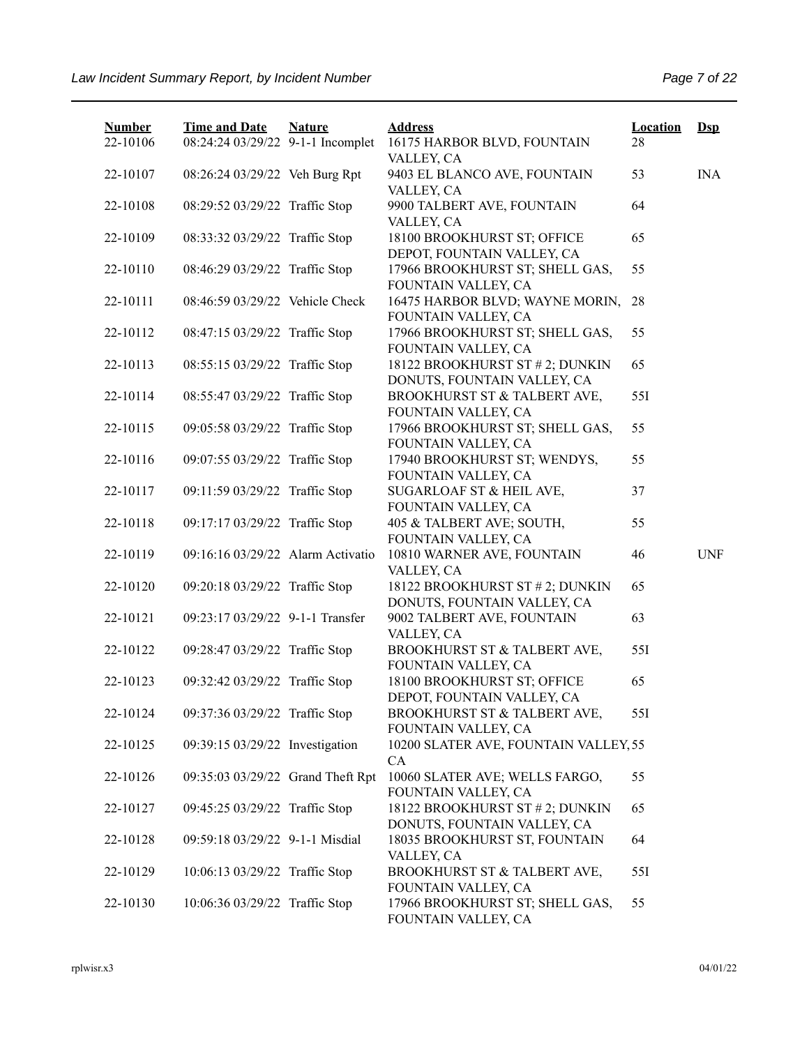| Number | Time and Date | Nature | Address | Location | Dsp |
|---|---|---|---|---|---|
| 22-10106 | 08:24:24 03/29/22 | 9-1-1 Incomplet | 16175 HARBOR BLVD, FOUNTAIN VALLEY, CA | 28 | |
| 22-10107 | 08:26:24 03/29/22 | Veh Burg Rpt | 9403 EL BLANCO AVE, FOUNTAIN VALLEY, CA | 53 | INA |
| 22-10108 | 08:29:52 03/29/22 | Traffic Stop | 9900 TALBERT AVE, FOUNTAIN VALLEY, CA | 64 | |
| 22-10109 | 08:33:32 03/29/22 | Traffic Stop | 18100 BROOKHURST ST; OFFICE DEPOT, FOUNTAIN VALLEY, CA | 65 | |
| 22-10110 | 08:46:29 03/29/22 | Traffic Stop | 17966 BROOKHURST ST; SHELL GAS, FOUNTAIN VALLEY, CA | 55 | |
| 22-10111 | 08:46:59 03/29/22 | Vehicle Check | 16475 HARBOR BLVD; WAYNE MORIN, FOUNTAIN VALLEY, CA | 28 | |
| 22-10112 | 08:47:15 03/29/22 | Traffic Stop | 17966 BROOKHURST ST; SHELL GAS, FOUNTAIN VALLEY, CA | 55 | |
| 22-10113 | 08:55:15 03/29/22 | Traffic Stop | 18122 BROOKHURST ST # 2; DUNKIN DONUTS, FOUNTAIN VALLEY, CA | 65 | |
| 22-10114 | 08:55:47 03/29/22 | Traffic Stop | BROOKHURST ST & TALBERT AVE, FOUNTAIN VALLEY, CA | 55I | |
| 22-10115 | 09:05:58 03/29/22 | Traffic Stop | 17966 BROOKHURST ST; SHELL GAS, FOUNTAIN VALLEY, CA | 55 | |
| 22-10116 | 09:07:55 03/29/22 | Traffic Stop | 17940 BROOKHURST ST; WENDYS, FOUNTAIN VALLEY, CA | 55 | |
| 22-10117 | 09:11:59 03/29/22 | Traffic Stop | SUGARLOAF ST & HEIL AVE, FOUNTAIN VALLEY, CA | 37 | |
| 22-10118 | 09:17:17 03/29/22 | Traffic Stop | 405 & TALBERT AVE; SOUTH, FOUNTAIN VALLEY, CA | 55 | |
| 22-10119 | 09:16:16 03/29/22 | Alarm Activatio | 10810 WARNER AVE, FOUNTAIN VALLEY, CA | 46 | UNF |
| 22-10120 | 09:20:18 03/29/22 | Traffic Stop | 18122 BROOKHURST ST # 2; DUNKIN DONUTS, FOUNTAIN VALLEY, CA | 65 | |
| 22-10121 | 09:23:17 03/29/22 | 9-1-1 Transfer | 9002 TALBERT AVE, FOUNTAIN VALLEY, CA | 63 | |
| 22-10122 | 09:28:47 03/29/22 | Traffic Stop | BROOKHURST ST & TALBERT AVE, FOUNTAIN VALLEY, CA | 55I | |
| 22-10123 | 09:32:42 03/29/22 | Traffic Stop | 18100 BROOKHURST ST; OFFICE DEPOT, FOUNTAIN VALLEY, CA | 65 | |
| 22-10124 | 09:37:36 03/29/22 | Traffic Stop | BROOKHURST ST & TALBERT AVE, FOUNTAIN VALLEY, CA | 55I | |
| 22-10125 | 09:39:15 03/29/22 | Investigation | 10200 SLATER AVE, FOUNTAIN VALLEY, CA | 55 | |
| 22-10126 | 09:35:03 03/29/22 | Grand Theft Rpt | 10060 SLATER AVE; WELLS FARGO, FOUNTAIN VALLEY, CA | 55 | |
| 22-10127 | 09:45:25 03/29/22 | Traffic Stop | 18122 BROOKHURST ST # 2; DUNKIN DONUTS, FOUNTAIN VALLEY, CA | 65 | |
| 22-10128 | 09:59:18 03/29/22 | 9-1-1 Misdial | 18035 BROOKHURST ST, FOUNTAIN VALLEY, CA | 64 | |
| 22-10129 | 10:06:13 03/29/22 | Traffic Stop | BROOKHURST ST & TALBERT AVE, FOUNTAIN VALLEY, CA | 55I | |
| 22-10130 | 10:06:36 03/29/22 | Traffic Stop | 17966 BROOKHURST ST; SHELL GAS, FOUNTAIN VALLEY, CA | 55 | |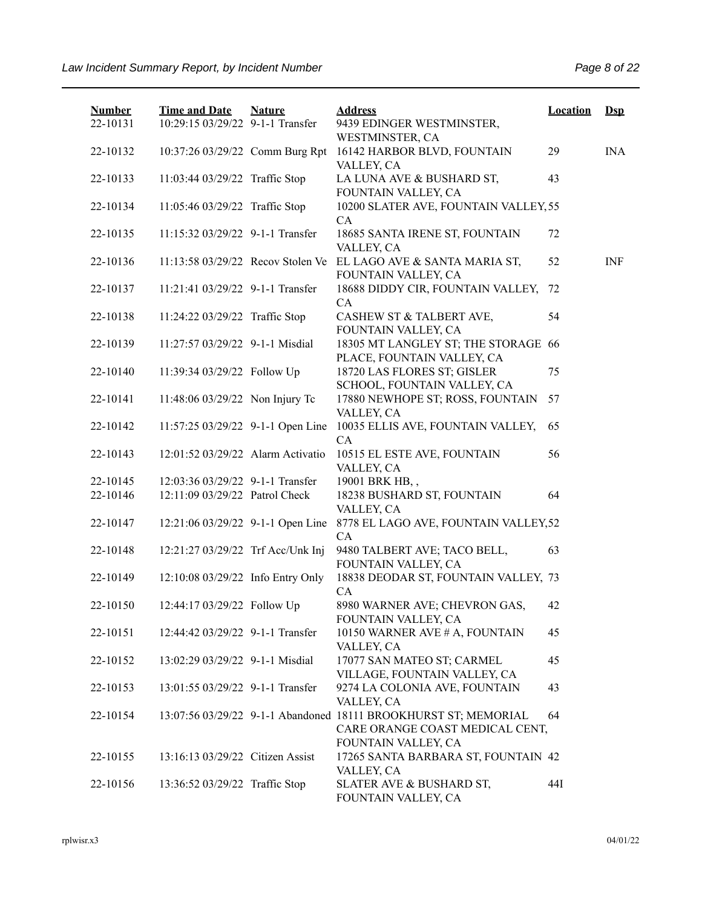| Number | Time and Date | Nature | Address | Location | Dsp |
|---|---|---|---|---|---|
| 22-10131 | 10:29:15 03/29/22 | 9-1-1 Transfer | 9439 EDINGER WESTMINSTER, WESTMINSTER, CA | | |
| 22-10132 | 10:37:26 03/29/22 | Comm Burg Rpt | 16142 HARBOR BLVD, FOUNTAIN VALLEY, CA | 29 | INA |
| 22-10133 | 11:03:44 03/29/22 | Traffic Stop | LA LUNA AVE & BUSHARD ST, FOUNTAIN VALLEY, CA | 43 | |
| 22-10134 | 11:05:46 03/29/22 | Traffic Stop | 10200 SLATER AVE, FOUNTAIN VALLEY, CA | 55 | |
| 22-10135 | 11:15:32 03/29/22 | 9-1-1 Transfer | 18685 SANTA IRENE ST, FOUNTAIN VALLEY, CA | 72 | |
| 22-10136 | 11:13:58 03/29/22 | Recov Stolen Ve | EL LAGO AVE & SANTA MARIA ST, FOUNTAIN VALLEY, CA | 52 | INF |
| 22-10137 | 11:21:41 03/29/22 | 9-1-1 Transfer | 18688 DIDDY CIR, FOUNTAIN VALLEY, CA | 72 | |
| 22-10138 | 11:24:22 03/29/22 | Traffic Stop | CASHEW ST & TALBERT AVE, FOUNTAIN VALLEY, CA | 54 | |
| 22-10139 | 11:27:57 03/29/22 | 9-1-1 Misdial | 18305 MT LANGLEY ST; THE STORAGE PLACE, FOUNTAIN VALLEY, CA | 66 | |
| 22-10140 | 11:39:34 03/29/22 | Follow Up | 18720 LAS FLORES ST; GISLER SCHOOL, FOUNTAIN VALLEY, CA | 75 | |
| 22-10141 | 11:48:06 03/29/22 | Non Injury Tc | 17880 NEWHOPE ST; ROSS, FOUNTAIN VALLEY, CA | 57 | |
| 22-10142 | 11:57:25 03/29/22 | 9-1-1 Open Line | 10035 ELLIS AVE, FOUNTAIN VALLEY, CA | 65 | |
| 22-10143 | 12:01:52 03/29/22 | Alarm Activatio | 10515 EL ESTE AVE, FOUNTAIN VALLEY, CA | 56 | |
| 22-10145 | 12:03:36 03/29/22 | 9-1-1 Transfer | 19001 BRK HB, , | | |
| 22-10146 | 12:11:09 03/29/22 | Patrol Check | 18238 BUSHARD ST, FOUNTAIN VALLEY, CA | 64 | |
| 22-10147 | 12:21:06 03/29/22 | 9-1-1 Open Line | 8778 EL LAGO AVE, FOUNTAIN VALLEY, CA | 52 | |
| 22-10148 | 12:21:27 03/29/22 | Trf Acc/Unk Inj | 9480 TALBERT AVE; TACO BELL, FOUNTAIN VALLEY, CA | 63 | |
| 22-10149 | 12:10:08 03/29/22 | Info Entry Only | 18838 DEODAR ST, FOUNTAIN VALLEY, CA | 73 | |
| 22-10150 | 12:44:17 03/29/22 | Follow Up | 8980 WARNER AVE; CHEVRON GAS, FOUNTAIN VALLEY, CA | 42 | |
| 22-10151 | 12:44:42 03/29/22 | 9-1-1 Transfer | 10150 WARNER AVE # A, FOUNTAIN VALLEY, CA | 45 | |
| 22-10152 | 13:02:29 03/29/22 | 9-1-1 Misdial | 17077 SAN MATEO ST; CARMEL VILLAGE, FOUNTAIN VALLEY, CA | 45 | |
| 22-10153 | 13:01:55 03/29/22 | 9-1-1 Transfer | 9274 LA COLONIA AVE, FOUNTAIN VALLEY, CA | 43 | |
| 22-10154 | 13:07:56 03/29/22 | 9-1-1 Abandoned | 18111 BROOKHURST ST; MEMORIAL CARE ORANGE COAST MEDICAL CENT, FOUNTAIN VALLEY, CA | 64 | |
| 22-10155 | 13:16:13 03/29/22 | Citizen Assist | 17265 SANTA BARBARA ST, FOUNTAIN VALLEY, CA | 42 | |
| 22-10156 | 13:36:52 03/29/22 | Traffic Stop | SLATER AVE & BUSHARD ST, FOUNTAIN VALLEY, CA | 44I | |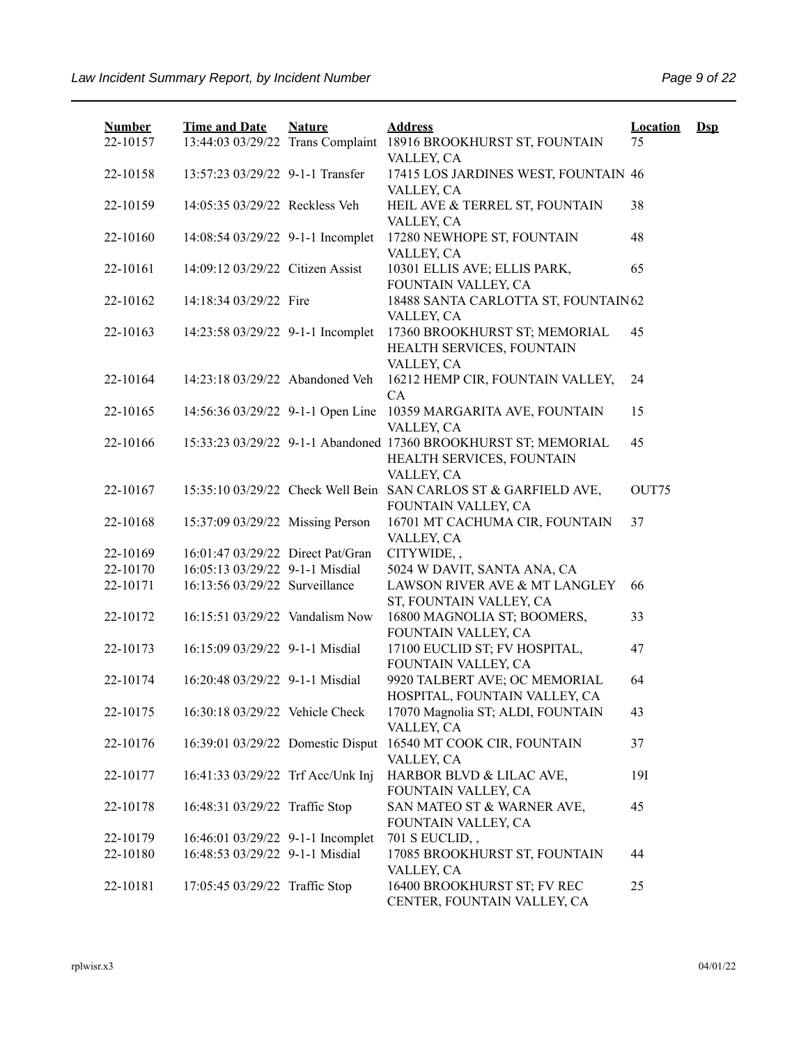| Number | Time and Date | Nature | Address | Location | Dsp |
|---|---|---|---|---|---|
| 22-10157 | 13:44:03 03/29/22 | Trans Complaint | 18916 BROOKHURST ST, FOUNTAIN VALLEY, CA | 75 | |
| 22-10158 | 13:57:23 03/29/22 | 9-1-1 Transfer | 17415 LOS JARDINES WEST, FOUNTAIN VALLEY, CA | 46 | |
| 22-10159 | 14:05:35 03/29/22 | Reckless Veh | HEIL AVE & TERREL ST, FOUNTAIN VALLEY, CA | 38 | |
| 22-10160 | 14:08:54 03/29/22 | 9-1-1 Incomplet | 17280 NEWHOPE ST, FOUNTAIN VALLEY, CA | 48 | |
| 22-10161 | 14:09:12 03/29/22 | Citizen Assist | 10301 ELLIS AVE; ELLIS PARK, FOUNTAIN VALLEY, CA | 65 | |
| 22-10162 | 14:18:34 03/29/22 | Fire | 18488 SANTA CARLOTTA ST, FOUNTAIN VALLEY, CA | 62 | |
| 22-10163 | 14:23:58 03/29/22 | 9-1-1 Incomplet | 17360 BROOKHURST ST; MEMORIAL HEALTH SERVICES, FOUNTAIN VALLEY, CA | 45 | |
| 22-10164 | 14:23:18 03/29/22 | Abandoned Veh | 16212 HEMP CIR, FOUNTAIN VALLEY, CA | 24 | |
| 22-10165 | 14:56:36 03/29/22 | 9-1-1 Open Line | 10359 MARGARITA AVE, FOUNTAIN VALLEY, CA | 15 | |
| 22-10166 | 15:33:23 03/29/22 | 9-1-1 Abandoned | 17360 BROOKHURST ST; MEMORIAL HEALTH SERVICES, FOUNTAIN VALLEY, CA | 45 | |
| 22-10167 | 15:35:10 03/29/22 | Check Well Bein | SAN CARLOS ST & GARFIELD AVE, FOUNTAIN VALLEY, CA | OUT75 | |
| 22-10168 | 15:37:09 03/29/22 | Missing Person | 16701 MT CACHUMA CIR, FOUNTAIN VALLEY, CA | 37 | |
| 22-10169 | 16:01:47 03/29/22 | Direct Pat/Gran | CITYWIDE, , | | |
| 22-10170 | 16:05:13 03/29/22 | 9-1-1 Misdial | 5024 W DAVIT, SANTA ANA, CA | | |
| 22-10171 | 16:13:56 03/29/22 | Surveillance | LAWSON RIVER AVE & MT LANGLEY ST, FOUNTAIN VALLEY, CA | 66 | |
| 22-10172 | 16:15:51 03/29/22 | Vandalism Now | 16800 MAGNOLIA ST; BOOMERS, FOUNTAIN VALLEY, CA | 33 | |
| 22-10173 | 16:15:09 03/29/22 | 9-1-1 Misdial | 17100 EUCLID ST; FV HOSPITAL, FOUNTAIN VALLEY, CA | 47 | |
| 22-10174 | 16:20:48 03/29/22 | 9-1-1 Misdial | 9920 TALBERT AVE; OC MEMORIAL HOSPITAL, FOUNTAIN VALLEY, CA | 64 | |
| 22-10175 | 16:30:18 03/29/22 | Vehicle Check | 17070 Magnolia ST; ALDI, FOUNTAIN VALLEY, CA | 43 | |
| 22-10176 | 16:39:01 03/29/22 | Domestic Disput | 16540 MT COOK CIR, FOUNTAIN VALLEY, CA | 37 | |
| 22-10177 | 16:41:33 03/29/22 | Trf Acc/Unk Inj | HARBOR BLVD & LILAC AVE, FOUNTAIN VALLEY, CA | 19I | |
| 22-10178 | 16:48:31 03/29/22 | Traffic Stop | SAN MATEO ST & WARNER AVE, FOUNTAIN VALLEY, CA | 45 | |
| 22-10179 | 16:46:01 03/29/22 | 9-1-1 Incomplet | 701 S EUCLID, , | | |
| 22-10180 | 16:48:53 03/29/22 | 9-1-1 Misdial | 17085 BROOKHURST ST, FOUNTAIN VALLEY, CA | 44 | |
| 22-10181 | 17:05:45 03/29/22 | Traffic Stop | 16400 BROOKHURST ST; FV REC CENTER, FOUNTAIN VALLEY, CA | 25 | |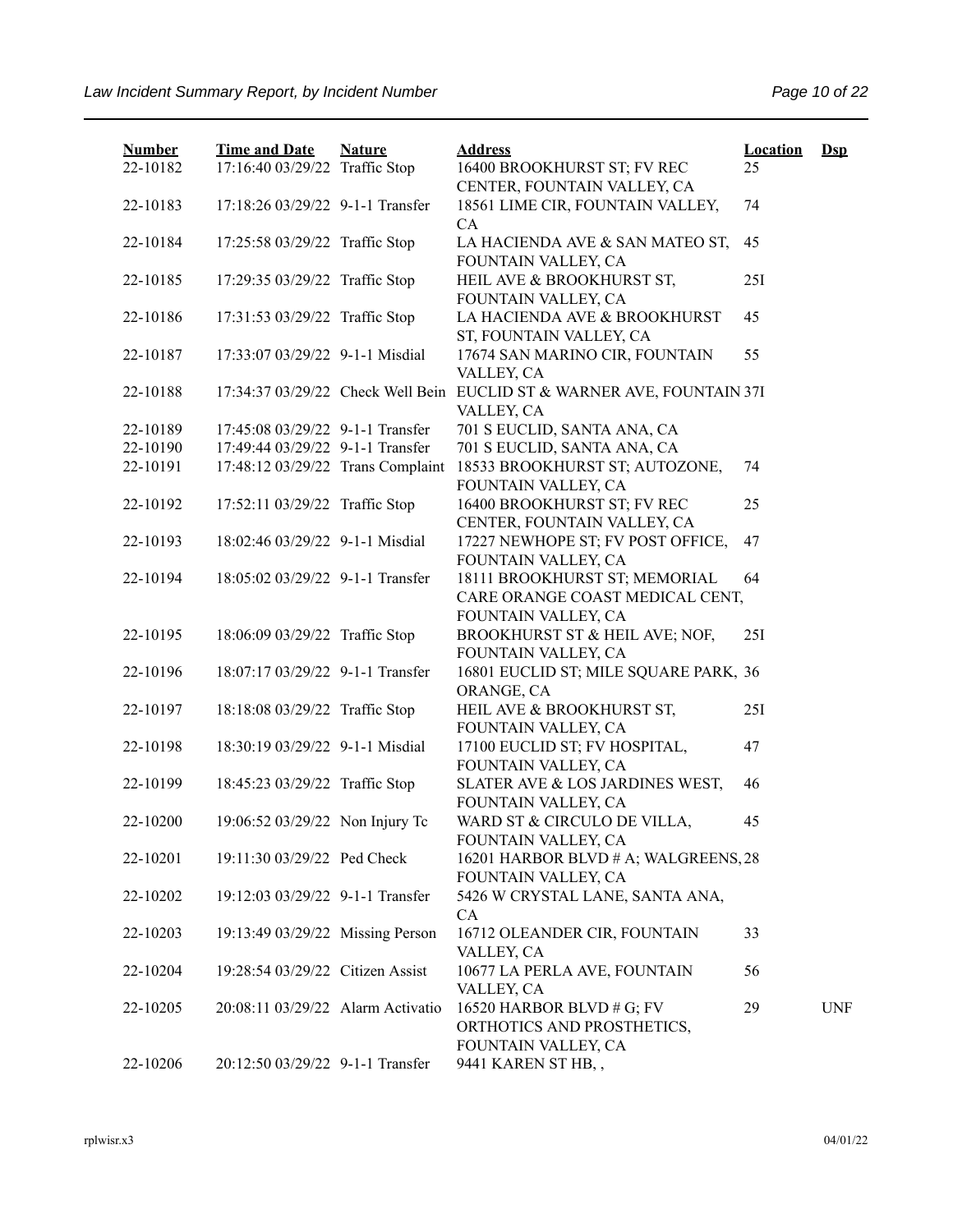| Number | Time and Date | Nature | Address | Location | Dsp |
|---|---|---|---|---|---|
| 22-10182 | 17:16:40 03/29/22 | Traffic Stop | 16400 BROOKHURST ST; FV REC CENTER, FOUNTAIN VALLEY, CA | 25 | |
| 22-10183 | 17:18:26 03/29/22 | 9-1-1 Transfer | 18561 LIME CIR, FOUNTAIN VALLEY, CA | 74 | |
| 22-10184 | 17:25:58 03/29/22 | Traffic Stop | LA HACIENDA AVE & SAN MATEO ST, FOUNTAIN VALLEY, CA | 45 | |
| 22-10185 | 17:29:35 03/29/22 | Traffic Stop | HEIL AVE & BROOKHURST ST, FOUNTAIN VALLEY, CA | 25I | |
| 22-10186 | 17:31:53 03/29/22 | Traffic Stop | LA HACIENDA AVE & BROOKHURST ST, FOUNTAIN VALLEY, CA | 45 | |
| 22-10187 | 17:33:07 03/29/22 | 9-1-1 Misdial | 17674 SAN MARINO CIR, FOUNTAIN VALLEY, CA | 55 | |
| 22-10188 | 17:34:37 03/29/22 | Check Well Bein | EUCLID ST & WARNER AVE, FOUNTAIN VALLEY, CA | 37I | |
| 22-10189 | 17:45:08 03/29/22 | 9-1-1 Transfer | 701 S EUCLID, SANTA ANA, CA | | |
| 22-10190 | 17:49:44 03/29/22 | 9-1-1 Transfer | 701 S EUCLID, SANTA ANA, CA | | |
| 22-10191 | 17:48:12 03/29/22 | Trans Complaint | 18533 BROOKHURST ST; AUTOZONE, FOUNTAIN VALLEY, CA | 74 | |
| 22-10192 | 17:52:11 03/29/22 | Traffic Stop | 16400 BROOKHURST ST; FV REC CENTER, FOUNTAIN VALLEY, CA | 25 | |
| 22-10193 | 18:02:46 03/29/22 | 9-1-1 Misdial | 17227 NEWHOPE ST; FV POST OFFICE, FOUNTAIN VALLEY, CA | 47 | |
| 22-10194 | 18:05:02 03/29/22 | 9-1-1 Transfer | 18111 BROOKHURST ST; MEMORIAL CARE ORANGE COAST MEDICAL CENT, FOUNTAIN VALLEY, CA | 64 | |
| 22-10195 | 18:06:09 03/29/22 | Traffic Stop | BROOKHURST ST & HEIL AVE; NOF, FOUNTAIN VALLEY, CA | 25I | |
| 22-10196 | 18:07:17 03/29/22 | 9-1-1 Transfer | 16801 EUCLID ST; MILE SQUARE PARK, ORANGE, CA | 36 | |
| 22-10197 | 18:18:08 03/29/22 | Traffic Stop | HEIL AVE & BROOKHURST ST, FOUNTAIN VALLEY, CA | 25I | |
| 22-10198 | 18:30:19 03/29/22 | 9-1-1 Misdial | 17100 EUCLID ST; FV HOSPITAL, FOUNTAIN VALLEY, CA | 47 | |
| 22-10199 | 18:45:23 03/29/22 | Traffic Stop | SLATER AVE & LOS JARDINES WEST, FOUNTAIN VALLEY, CA | 46 | |
| 22-10200 | 19:06:52 03/29/22 | Non Injury Tc | WARD ST & CIRCULO DE VILLA, FOUNTAIN VALLEY, CA | 45 | |
| 22-10201 | 19:11:30 03/29/22 | Ped Check | 16201 HARBOR BLVD # A; WALGREENS, FOUNTAIN VALLEY, CA | 28 | |
| 22-10202 | 19:12:03 03/29/22 | 9-1-1 Transfer | 5426 W CRYSTAL LANE, SANTA ANA, CA | | |
| 22-10203 | 19:13:49 03/29/22 | Missing Person | 16712 OLEANDER CIR, FOUNTAIN VALLEY, CA | 33 | |
| 22-10204 | 19:28:54 03/29/22 | Citizen Assist | 10677 LA PERLA AVE, FOUNTAIN VALLEY, CA | 56 | |
| 22-10205 | 20:08:11 03/29/22 | Alarm Activatio | 16520 HARBOR BLVD # G; FV ORTHOTICS AND PROSTHETICS, FOUNTAIN VALLEY, CA | 29 | UNF |
| 22-10206 | 20:12:50 03/29/22 | 9-1-1 Transfer | 9441 KAREN ST HB, , | | |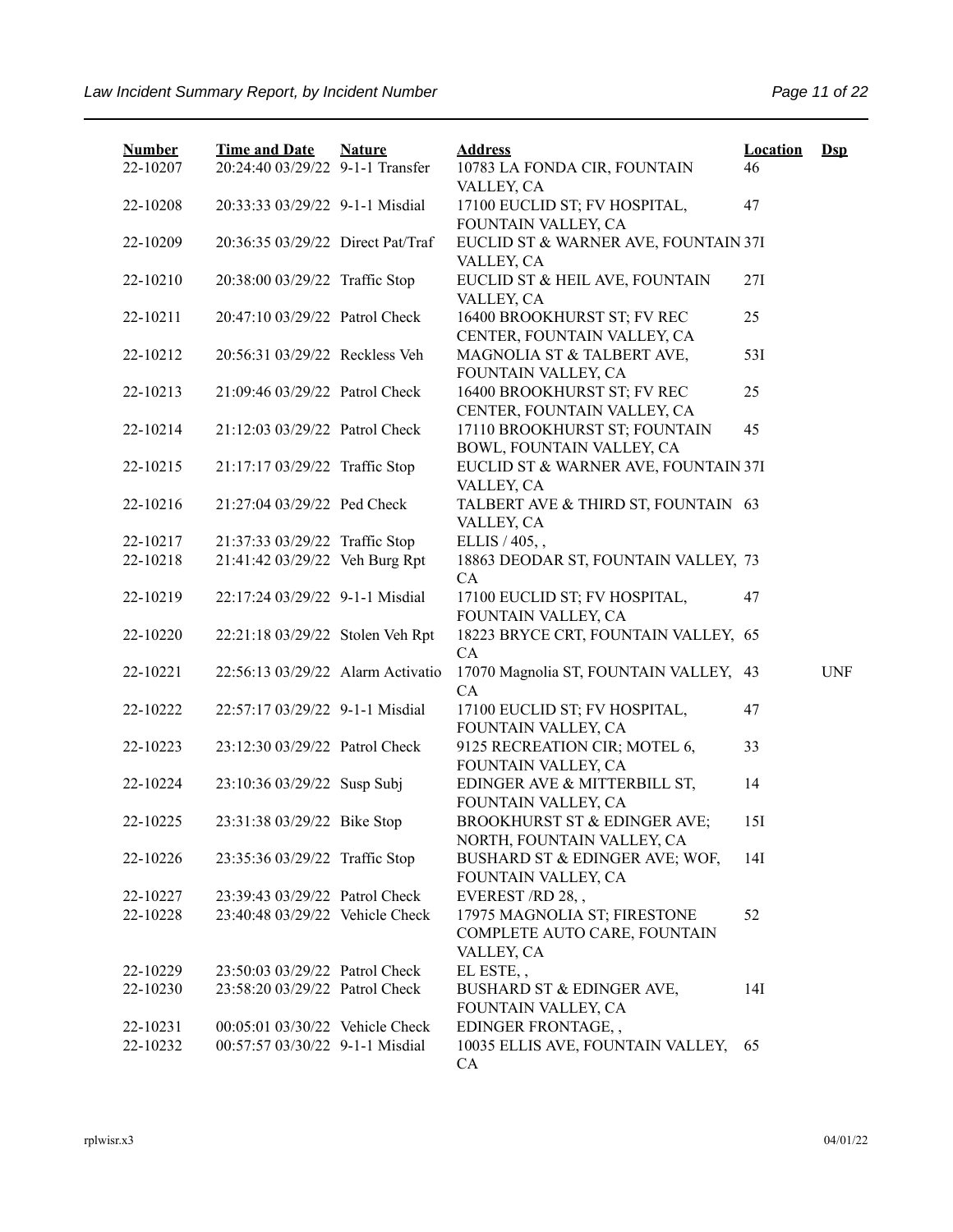| Number | Time and Date | Nature | Address | Location | Dsp |
|---|---|---|---|---|---|
| 22-10207 | 20:24:40 03/29/22 | 9-1-1 Transfer | 10783 LA FONDA CIR, FOUNTAIN VALLEY, CA | 46 | |
| 22-10208 | 20:33:33 03/29/22 | 9-1-1 Misdial | 17100 EUCLID ST; FV HOSPITAL, FOUNTAIN VALLEY, CA | 47 | |
| 22-10209 | 20:36:35 03/29/22 | Direct Pat/Traf | EUCLID ST & WARNER AVE, FOUNTAIN VALLEY, CA | 37I | |
| 22-10210 | 20:38:00 03/29/22 | Traffic Stop | EUCLID ST & HEIL AVE, FOUNTAIN VALLEY, CA | 27I | |
| 22-10211 | 20:47:10 03/29/22 | Patrol Check | 16400 BROOKHURST ST; FV REC CENTER, FOUNTAIN VALLEY, CA | 25 | |
| 22-10212 | 20:56:31 03/29/22 | Reckless Veh | MAGNOLIA ST & TALBERT AVE, FOUNTAIN VALLEY, CA | 53I | |
| 22-10213 | 21:09:46 03/29/22 | Patrol Check | 16400 BROOKHURST ST; FV REC CENTER, FOUNTAIN VALLEY, CA | 25 | |
| 22-10214 | 21:12:03 03/29/22 | Patrol Check | 17110 BROOKHURST ST; FOUNTAIN BOWL, FOUNTAIN VALLEY, CA | 45 | |
| 22-10215 | 21:17:17 03/29/22 | Traffic Stop | EUCLID ST & WARNER AVE, FOUNTAIN VALLEY, CA | 37I | |
| 22-10216 | 21:27:04 03/29/22 | Ped Check | TALBERT AVE & THIRD ST, FOUNTAIN VALLEY, CA | 63 | |
| 22-10217 | 21:37:33 03/29/22 | Traffic Stop | ELLIS / 405, , | | |
| 22-10218 | 21:41:42 03/29/22 | Veh Burg Rpt | 18863 DEODAR ST, FOUNTAIN VALLEY, CA | 73 | |
| 22-10219 | 22:17:24 03/29/22 | 9-1-1 Misdial | 17100 EUCLID ST; FV HOSPITAL, FOUNTAIN VALLEY, CA | 47 | |
| 22-10220 | 22:21:18 03/29/22 | Stolen Veh Rpt | 18223 BRYCE CRT, FOUNTAIN VALLEY, CA | 65 | |
| 22-10221 | 22:56:13 03/29/22 | Alarm Activatio | 17070 Magnolia ST, FOUNTAIN VALLEY, CA | 43 | UNF |
| 22-10222 | 22:57:17 03/29/22 | 9-1-1 Misdial | 17100 EUCLID ST; FV HOSPITAL, FOUNTAIN VALLEY, CA | 47 | |
| 22-10223 | 23:12:30 03/29/22 | Patrol Check | 9125 RECREATION CIR; MOTEL 6, FOUNTAIN VALLEY, CA | 33 | |
| 22-10224 | 23:10:36 03/29/22 | Susp Subj | EDINGER AVE & MITTERBILL ST, FOUNTAIN VALLEY, CA | 14 | |
| 22-10225 | 23:31:38 03/29/22 | Bike Stop | BROOKHURST ST & EDINGER AVE; NORTH, FOUNTAIN VALLEY, CA | 15I | |
| 22-10226 | 23:35:36 03/29/22 | Traffic Stop | BUSHARD ST & EDINGER AVE; WOF, FOUNTAIN VALLEY, CA | 14I | |
| 22-10227 | 23:39:43 03/29/22 | Patrol Check | EVEREST /RD 28, , | | |
| 22-10228 | 23:40:48 03/29/22 | Vehicle Check | 17975 MAGNOLIA ST; FIRESTONE COMPLETE AUTO CARE, FOUNTAIN VALLEY, CA | 52 | |
| 22-10229 | 23:50:03 03/29/22 | Patrol Check | EL ESTE, , | | |
| 22-10230 | 23:58:20 03/29/22 | Patrol Check | BUSHARD ST & EDINGER AVE, FOUNTAIN VALLEY, CA | 14I | |
| 22-10231 | 00:05:01 03/30/22 | Vehicle Check | EDINGER FRONTAGE, , | | |
| 22-10232 | 00:57:57 03/30/22 | 9-1-1 Misdial | 10035 ELLIS AVE, FOUNTAIN VALLEY, CA | 65 | |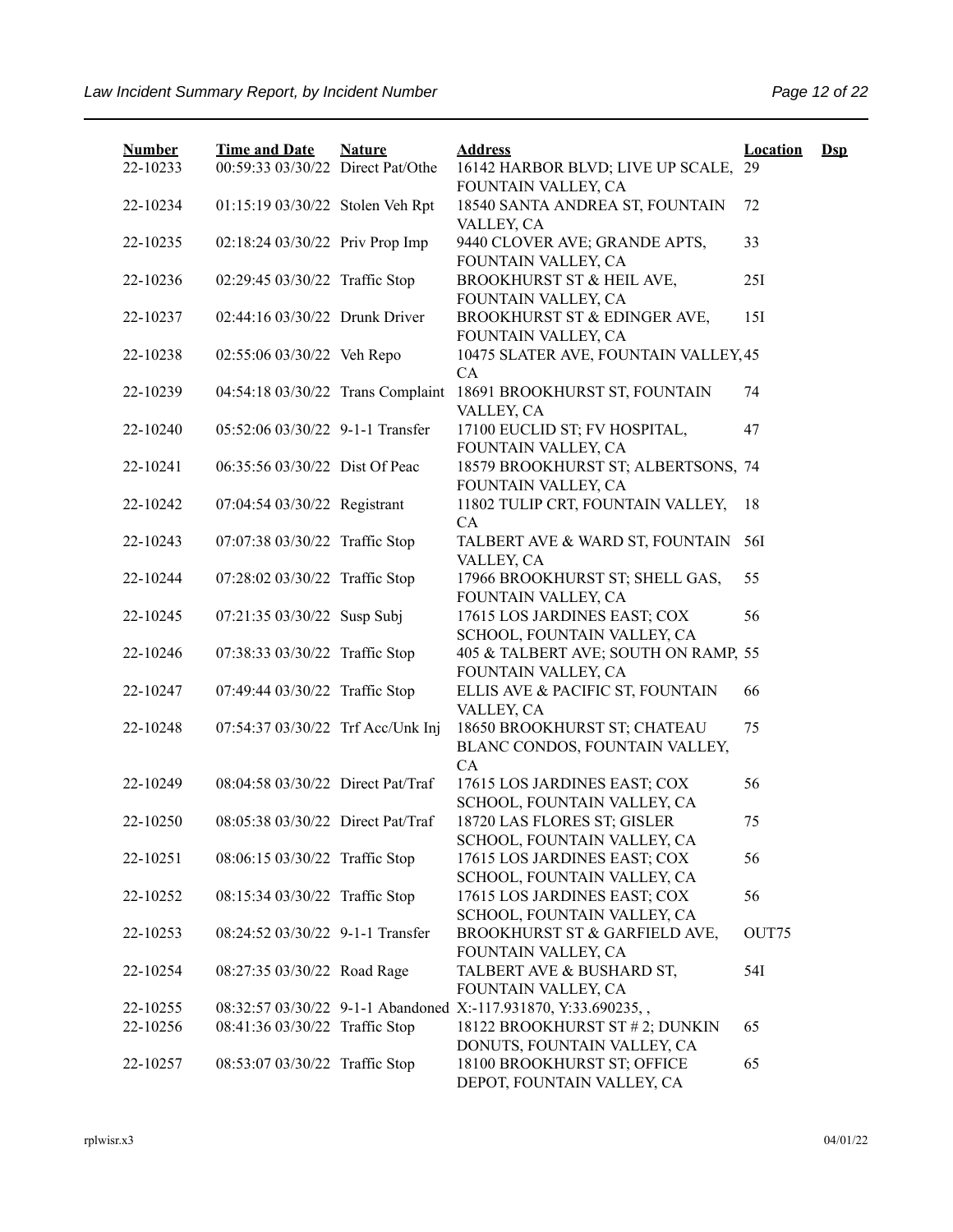| Number | Time and Date | Nature | Address | Location | Dsp |
|---|---|---|---|---|---|
| 22-10233 | 00:59:33 03/30/22 | Direct Pat/Othe | 16142 HARBOR BLVD; LIVE UP SCALE, FOUNTAIN VALLEY, CA | 29 | |
| 22-10234 | 01:15:19 03/30/22 | Stolen Veh Rpt | 18540 SANTA ANDREA ST, FOUNTAIN VALLEY, CA | 72 | |
| 22-10235 | 02:18:24 03/30/22 | Priv Prop Imp | 9440 CLOVER AVE; GRANDE APTS, FOUNTAIN VALLEY, CA | 33 | |
| 22-10236 | 02:29:45 03/30/22 | Traffic Stop | BROOKHURST ST & HEIL AVE, FOUNTAIN VALLEY, CA | 25I | |
| 22-10237 | 02:44:16 03/30/22 | Drunk Driver | BROOKHURST ST & EDINGER AVE, FOUNTAIN VALLEY, CA | 15I | |
| 22-10238 | 02:55:06 03/30/22 | Veh Repo | 10475 SLATER AVE, FOUNTAIN VALLEY, CA | 45 | |
| 22-10239 | 04:54:18 03/30/22 | Trans Complaint | 18691 BROOKHURST ST, FOUNTAIN VALLEY, CA | 74 | |
| 22-10240 | 05:52:06 03/30/22 | 9-1-1 Transfer | 17100 EUCLID ST; FV HOSPITAL, FOUNTAIN VALLEY, CA | 47 | |
| 22-10241 | 06:35:56 03/30/22 | Dist Of Peac | 18579 BROOKHURST ST; ALBERTSONS, FOUNTAIN VALLEY, CA | 74 | |
| 22-10242 | 07:04:54 03/30/22 | Registrant | 11802 TULIP CRT, FOUNTAIN VALLEY, CA | 18 | |
| 22-10243 | 07:07:38 03/30/22 | Traffic Stop | TALBERT AVE & WARD ST, FOUNTAIN VALLEY, CA | 56I | |
| 22-10244 | 07:28:02 03/30/22 | Traffic Stop | 17966 BROOKHURST ST; SHELL GAS, FOUNTAIN VALLEY, CA | 55 | |
| 22-10245 | 07:21:35 03/30/22 | Susp Subj | 17615 LOS JARDINES EAST; COX SCHOOL, FOUNTAIN VALLEY, CA | 56 | |
| 22-10246 | 07:38:33 03/30/22 | Traffic Stop | 405 & TALBERT AVE; SOUTH ON RAMP, FOUNTAIN VALLEY, CA | 55 | |
| 22-10247 | 07:49:44 03/30/22 | Traffic Stop | ELLIS AVE & PACIFIC ST, FOUNTAIN VALLEY, CA | 66 | |
| 22-10248 | 07:54:37 03/30/22 | Trf Acc/Unk Inj | 18650 BROOKHURST ST; CHATEAU BLANC CONDOS, FOUNTAIN VALLEY, CA | 75 | |
| 22-10249 | 08:04:58 03/30/22 | Direct Pat/Traf | 17615 LOS JARDINES EAST; COX SCHOOL, FOUNTAIN VALLEY, CA | 56 | |
| 22-10250 | 08:05:38 03/30/22 | Direct Pat/Traf | 18720 LAS FLORES ST; GISLER SCHOOL, FOUNTAIN VALLEY, CA | 75 | |
| 22-10251 | 08:06:15 03/30/22 | Traffic Stop | 17615 LOS JARDINES EAST; COX SCHOOL, FOUNTAIN VALLEY, CA | 56 | |
| 22-10252 | 08:15:34 03/30/22 | Traffic Stop | 17615 LOS JARDINES EAST; COX SCHOOL, FOUNTAIN VALLEY, CA | 56 | |
| 22-10253 | 08:24:52 03/30/22 | 9-1-1 Transfer | BROOKHURST ST & GARFIELD AVE, FOUNTAIN VALLEY, CA | OUT75 | |
| 22-10254 | 08:27:35 03/30/22 | Road Rage | TALBERT AVE & BUSHARD ST, FOUNTAIN VALLEY, CA | 54I | |
| 22-10255 | 08:32:57 03/30/22 | 9-1-1 Abandoned | X:-117.931870, Y:33.690235, , | | |
| 22-10256 | 08:41:36 03/30/22 | Traffic Stop | 18122 BROOKHURST ST # 2; DUNKIN DONUTS, FOUNTAIN VALLEY, CA | 65 | |
| 22-10257 | 08:53:07 03/30/22 | Traffic Stop | 18100 BROOKHURST ST; OFFICE DEPOT, FOUNTAIN VALLEY, CA | 65 | |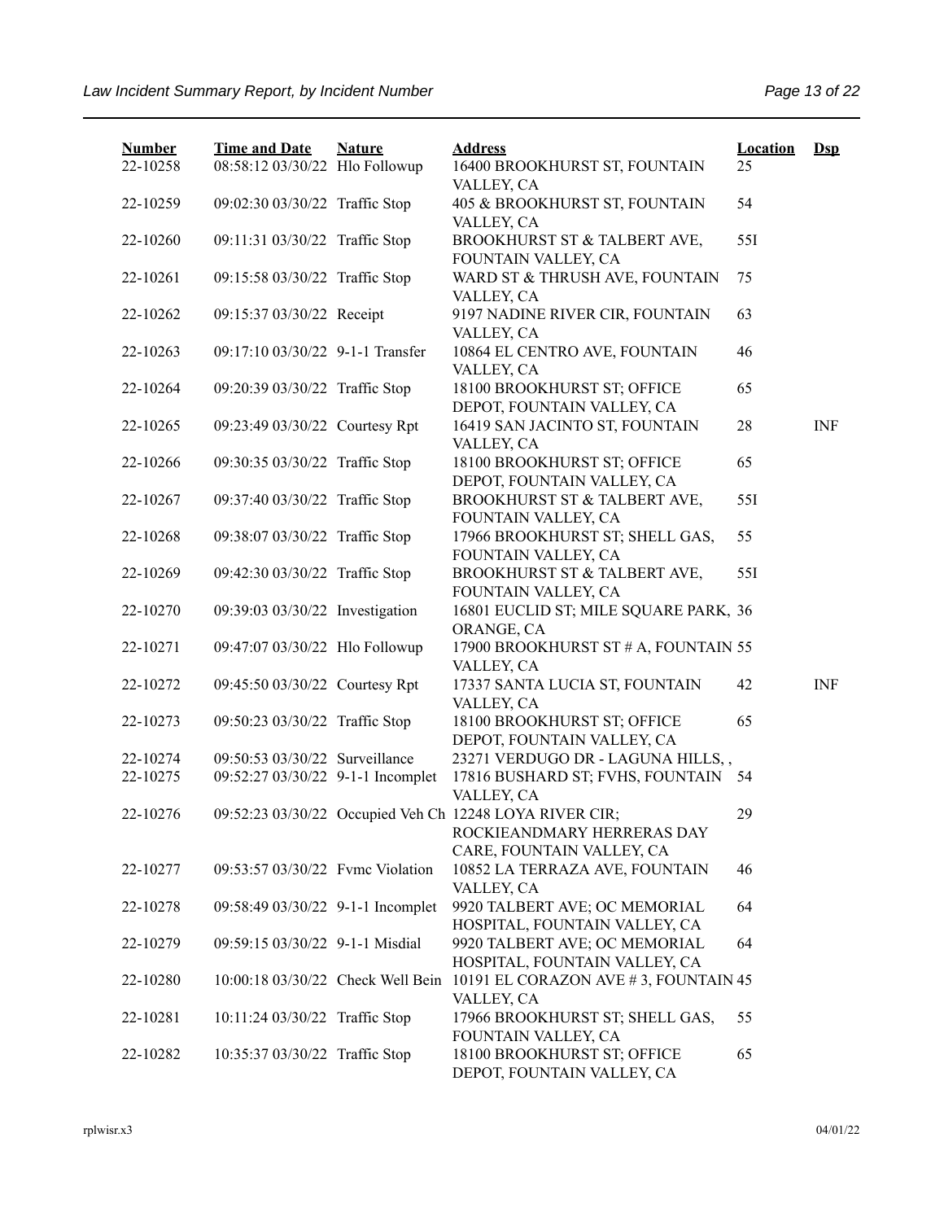| Number | Time and Date | Nature | Address | Location | Dsp |
|---|---|---|---|---|---|
| 22-10258 | 08:58:12 03/30/22 | Hlo Followup | 16400 BROOKHURST ST, FOUNTAIN VALLEY, CA | 25 | |
| 22-10259 | 09:02:30 03/30/22 | Traffic Stop | 405 & BROOKHURST ST, FOUNTAIN VALLEY, CA | 54 | |
| 22-10260 | 09:11:31 03/30/22 | Traffic Stop | BROOKHURST ST & TALBERT AVE, FOUNTAIN VALLEY, CA | 55I | |
| 22-10261 | 09:15:58 03/30/22 | Traffic Stop | WARD ST & THRUSH AVE, FOUNTAIN VALLEY, CA | 75 | |
| 22-10262 | 09:15:37 03/30/22 | Receipt | 9197 NADINE RIVER CIR, FOUNTAIN VALLEY, CA | 63 | |
| 22-10263 | 09:17:10 03/30/22 | 9-1-1 Transfer | 10864 EL CENTRO AVE, FOUNTAIN VALLEY, CA | 46 | |
| 22-10264 | 09:20:39 03/30/22 | Traffic Stop | 18100 BROOKHURST ST; OFFICE DEPOT, FOUNTAIN VALLEY, CA | 65 | |
| 22-10265 | 09:23:49 03/30/22 | Courtesy Rpt | 16419 SAN JACINTO ST, FOUNTAIN VALLEY, CA | 28 | INF |
| 22-10266 | 09:30:35 03/30/22 | Traffic Stop | 18100 BROOKHURST ST; OFFICE DEPOT, FOUNTAIN VALLEY, CA | 65 | |
| 22-10267 | 09:37:40 03/30/22 | Traffic Stop | BROOKHURST ST & TALBERT AVE, FOUNTAIN VALLEY, CA | 55I | |
| 22-10268 | 09:38:07 03/30/22 | Traffic Stop | 17966 BROOKHURST ST; SHELL GAS, FOUNTAIN VALLEY, CA | 55 | |
| 22-10269 | 09:42:30 03/30/22 | Traffic Stop | BROOKHURST ST & TALBERT AVE, FOUNTAIN VALLEY, CA | 55I | |
| 22-10270 | 09:39:03 03/30/22 | Investigation | 16801 EUCLID ST; MILE SQUARE PARK, ORANGE, CA | 36 | |
| 22-10271 | 09:47:07 03/30/22 | Hlo Followup | 17900 BROOKHURST ST # A, FOUNTAIN VALLEY, CA | 55 | |
| 22-10272 | 09:45:50 03/30/22 | Courtesy Rpt | 17337 SANTA LUCIA ST, FOUNTAIN VALLEY, CA | 42 | INF |
| 22-10273 | 09:50:23 03/30/22 | Traffic Stop | 18100 BROOKHURST ST; OFFICE DEPOT, FOUNTAIN VALLEY, CA | 65 | |
| 22-10274 | 09:50:53 03/30/22 | Surveillance | 23271 VERDUGO DR - LAGUNA HILLS, , | | |
| 22-10275 | 09:52:27 03/30/22 | 9-1-1 Incomplet | 17816 BUSHARD ST; FVHS, FOUNTAIN VALLEY, CA | 54 | |
| 22-10276 | 09:52:23 03/30/22 | Occupied Veh Ch | 12248 LOYA RIVER CIR; ROCKIEANDMARY HERRERAS DAY CARE, FOUNTAIN VALLEY, CA | 29 | |
| 22-10277 | 09:53:57 03/30/22 | Fvmc Violation | 10852 LA TERRAZA AVE, FOUNTAIN VALLEY, CA | 46 | |
| 22-10278 | 09:58:49 03/30/22 | 9-1-1 Incomplet | 9920 TALBERT AVE; OC MEMORIAL HOSPITAL, FOUNTAIN VALLEY, CA | 64 | |
| 22-10279 | 09:59:15 03/30/22 | 9-1-1 Misdial | 9920 TALBERT AVE; OC MEMORIAL HOSPITAL, FOUNTAIN VALLEY, CA | 64 | |
| 22-10280 | 10:00:18 03/30/22 | Check Well Bein | 10191 EL CORAZON AVE # 3, FOUNTAIN VALLEY, CA | 45 | |
| 22-10281 | 10:11:24 03/30/22 | Traffic Stop | 17966 BROOKHURST ST; SHELL GAS, FOUNTAIN VALLEY, CA | 55 | |
| 22-10282 | 10:35:37 03/30/22 | Traffic Stop | 18100 BROOKHURST ST; OFFICE DEPOT, FOUNTAIN VALLEY, CA | 65 | |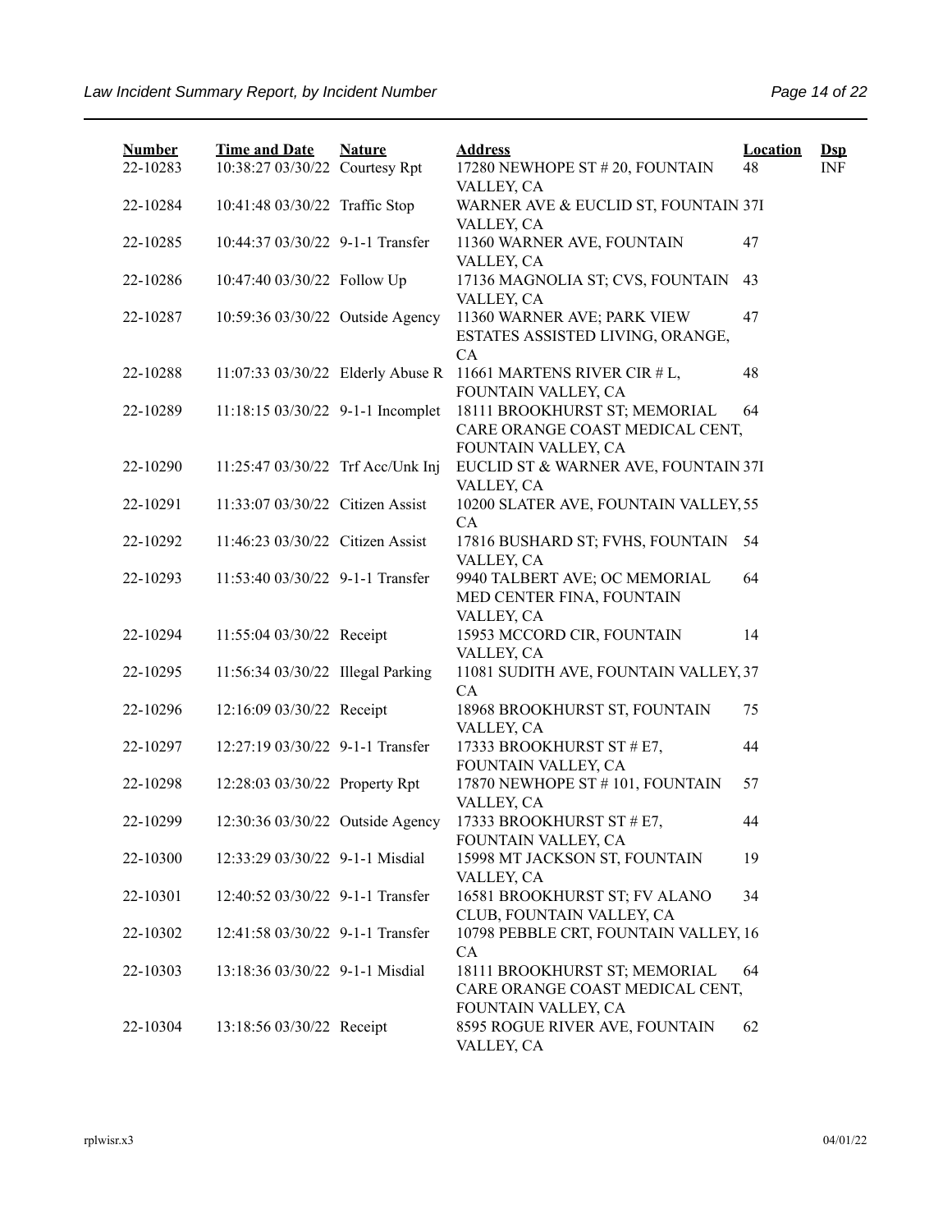| Number | Time and Date | Nature | Address | Location | Dsp |
|---|---|---|---|---|---|
| 22-10283 | 10:38:27 03/30/22 | Courtesy Rpt | 17280 NEWHOPE ST # 20, FOUNTAIN VALLEY, CA | 48 | INF |
| 22-10284 | 10:41:48 03/30/22 | Traffic Stop | WARNER AVE & EUCLID ST, FOUNTAIN VALLEY, CA | 37I | |
| 22-10285 | 10:44:37 03/30/22 | 9-1-1 Transfer | 11360 WARNER AVE, FOUNTAIN VALLEY, CA | 47 | |
| 22-10286 | 10:47:40 03/30/22 | Follow Up | 17136 MAGNOLIA ST; CVS, FOUNTAIN VALLEY, CA | 43 | |
| 22-10287 | 10:59:36 03/30/22 | Outside Agency | 11360 WARNER AVE; PARK VIEW ESTATES ASSISTED LIVING, ORANGE, CA | 47 | |
| 22-10288 | 11:07:33 03/30/22 | Elderly Abuse R | 11661 MARTENS RIVER CIR # L, FOUNTAIN VALLEY, CA | 48 | |
| 22-10289 | 11:18:15 03/30/22 | 9-1-1 Incomplet | 18111 BROOKHURST ST; MEMORIAL CARE ORANGE COAST MEDICAL CENT, FOUNTAIN VALLEY, CA | 64 | |
| 22-10290 | 11:25:47 03/30/22 | Trf Acc/Unk Inj | EUCLID ST & WARNER AVE, FOUNTAIN VALLEY, CA | 37I | |
| 22-10291 | 11:33:07 03/30/22 | Citizen Assist | 10200 SLATER AVE, FOUNTAIN VALLEY, CA | 55 | |
| 22-10292 | 11:46:23 03/30/22 | Citizen Assist | 17816 BUSHARD ST; FVHS, FOUNTAIN VALLEY, CA | 54 | |
| 22-10293 | 11:53:40 03/30/22 | 9-1-1 Transfer | 9940 TALBERT AVE; OC MEMORIAL MED CENTER FINA, FOUNTAIN VALLEY, CA | 64 | |
| 22-10294 | 11:55:04 03/30/22 | Receipt | 15953 MCCORD CIR, FOUNTAIN VALLEY, CA | 14 | |
| 22-10295 | 11:56:34 03/30/22 | Illegal Parking | 11081 SUDITH AVE, FOUNTAIN VALLEY, CA | 37 | |
| 22-10296 | 12:16:09 03/30/22 | Receipt | 18968 BROOKHURST ST, FOUNTAIN VALLEY, CA | 75 | |
| 22-10297 | 12:27:19 03/30/22 | 9-1-1 Transfer | 17333 BROOKHURST ST # E7, FOUNTAIN VALLEY, CA | 44 | |
| 22-10298 | 12:28:03 03/30/22 | Property Rpt | 17870 NEWHOPE ST # 101, FOUNTAIN VALLEY, CA | 57 | |
| 22-10299 | 12:30:36 03/30/22 | Outside Agency | 17333 BROOKHURST ST # E7, FOUNTAIN VALLEY, CA | 44 | |
| 22-10300 | 12:33:29 03/30/22 | 9-1-1 Misdial | 15998 MT JACKSON ST, FOUNTAIN VALLEY, CA | 19 | |
| 22-10301 | 12:40:52 03/30/22 | 9-1-1 Transfer | 16581 BROOKHURST ST; FV ALANO CLUB, FOUNTAIN VALLEY, CA | 34 | |
| 22-10302 | 12:41:58 03/30/22 | 9-1-1 Transfer | 10798 PEBBLE CRT, FOUNTAIN VALLEY, CA | 16 | |
| 22-10303 | 13:18:36 03/30/22 | 9-1-1 Misdial | 18111 BROOKHURST ST; MEMORIAL CARE ORANGE COAST MEDICAL CENT, FOUNTAIN VALLEY, CA | 64 | |
| 22-10304 | 13:18:56 03/30/22 | Receipt | 8595 ROGUE RIVER AVE, FOUNTAIN VALLEY, CA | 62 | |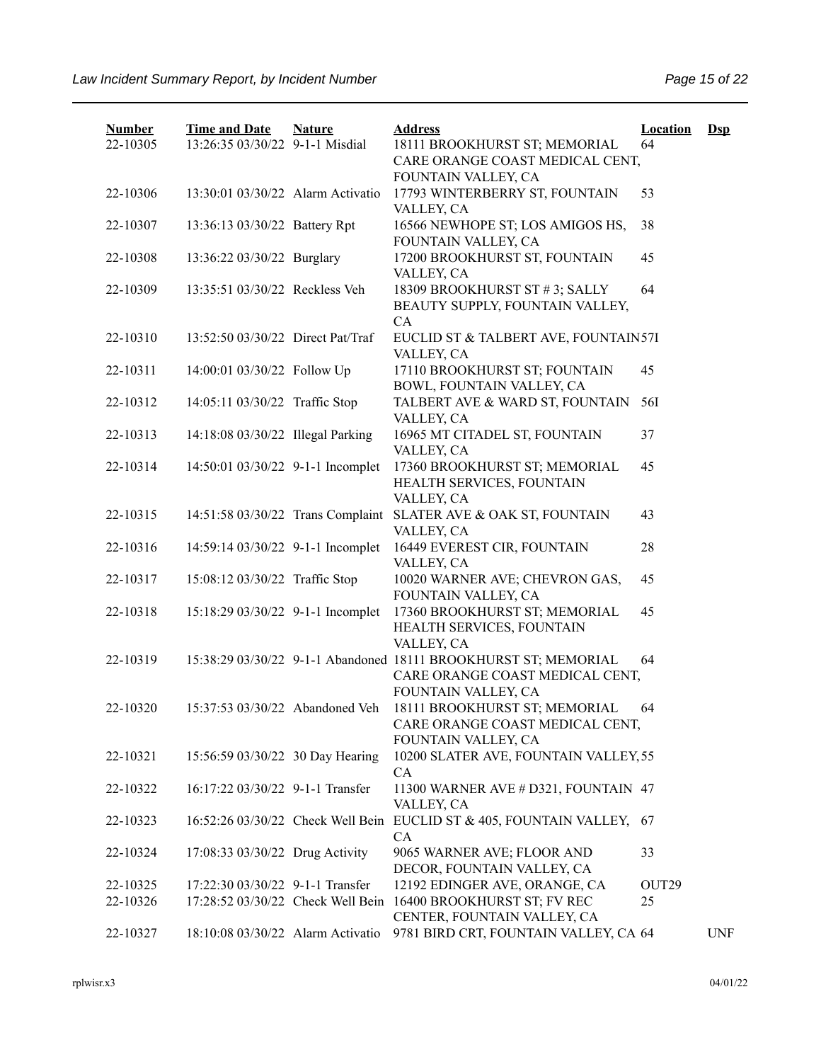| Number | Time and Date | Nature | Address | Location | Dsp |
|---|---|---|---|---|---|
| 22-10305 | 13:26:35 03/30/22 | 9-1-1 Misdial | 18111 BROOKHURST ST; MEMORIAL CARE ORANGE COAST MEDICAL CENT, FOUNTAIN VALLEY, CA | 64 | |
| 22-10306 | 13:30:01 03/30/22 | Alarm Activatio | 17793 WINTERBERRY ST, FOUNTAIN VALLEY, CA | 53 | |
| 22-10307 | 13:36:13 03/30/22 | Battery Rpt | 16566 NEWHOPE ST; LOS AMIGOS HS, FOUNTAIN VALLEY, CA | 38 | |
| 22-10308 | 13:36:22 03/30/22 | Burglary | 17200 BROOKHURST ST, FOUNTAIN VALLEY, CA | 45 | |
| 22-10309 | 13:35:51 03/30/22 | Reckless Veh | 18309 BROOKHURST ST # 3; SALLY BEAUTY SUPPLY, FOUNTAIN VALLEY, CA | 64 | |
| 22-10310 | 13:52:50 03/30/22 | Direct Pat/Traf | EUCLID ST & TALBERT AVE, FOUNTAIN VALLEY, CA | 57I | |
| 22-10311 | 14:00:01 03/30/22 | Follow Up | 17110 BROOKHURST ST; FOUNTAIN BOWL, FOUNTAIN VALLEY, CA | 45 | |
| 22-10312 | 14:05:11 03/30/22 | Traffic Stop | TALBERT AVE & WARD ST, FOUNTAIN VALLEY, CA | 56I | |
| 22-10313 | 14:18:08 03/30/22 | Illegal Parking | 16965 MT CITADEL ST, FOUNTAIN VALLEY, CA | 37 | |
| 22-10314 | 14:50:01 03/30/22 | 9-1-1 Incomplet | 17360 BROOKHURST ST; MEMORIAL HEALTH SERVICES, FOUNTAIN VALLEY, CA | 45 | |
| 22-10315 | 14:51:58 03/30/22 | Trans Complaint | SLATER AVE & OAK ST, FOUNTAIN VALLEY, CA | 43 | |
| 22-10316 | 14:59:14 03/30/22 | 9-1-1 Incomplet | 16449 EVEREST CIR, FOUNTAIN VALLEY, CA | 28 | |
| 22-10317 | 15:08:12 03/30/22 | Traffic Stop | 10020 WARNER AVE; CHEVRON GAS, FOUNTAIN VALLEY, CA | 45 | |
| 22-10318 | 15:18:29 03/30/22 | 9-1-1 Incomplet | 17360 BROOKHURST ST; MEMORIAL HEALTH SERVICES, FOUNTAIN VALLEY, CA | 45 | |
| 22-10319 | 15:38:29 03/30/22 | 9-1-1 Abandoned | 18111 BROOKHURST ST; MEMORIAL CARE ORANGE COAST MEDICAL CENT, FOUNTAIN VALLEY, CA | 64 | |
| 22-10320 | 15:37:53 03/30/22 | Abandoned Veh | 18111 BROOKHURST ST; MEMORIAL CARE ORANGE COAST MEDICAL CENT, FOUNTAIN VALLEY, CA | 64 | |
| 22-10321 | 15:56:59 03/30/22 | 30 Day Hearing | 10200 SLATER AVE, FOUNTAIN VALLEY, CA | 55 | |
| 22-10322 | 16:17:22 03/30/22 | 9-1-1 Transfer | 11300 WARNER AVE # D321, FOUNTAIN VALLEY, CA | 47 | |
| 22-10323 | 16:52:26 03/30/22 | Check Well Bein | EUCLID ST & 405, FOUNTAIN VALLEY, CA | 67 | |
| 22-10324 | 17:08:33 03/30/22 | Drug Activity | 9065 WARNER AVE; FLOOR AND DECOR, FOUNTAIN VALLEY, CA | 33 | |
| 22-10325 | 17:22:30 03/30/22 | 9-1-1 Transfer | 12192 EDINGER AVE, ORANGE, CA | OUT29 | |
| 22-10326 | 17:28:52 03/30/22 | Check Well Bein | 16400 BROOKHURST ST; FV REC CENTER, FOUNTAIN VALLEY, CA | 25 | |
| 22-10327 | 18:10:08 03/30/22 | Alarm Activatio | 9781 BIRD CRT, FOUNTAIN VALLEY, CA | 64 | UNF |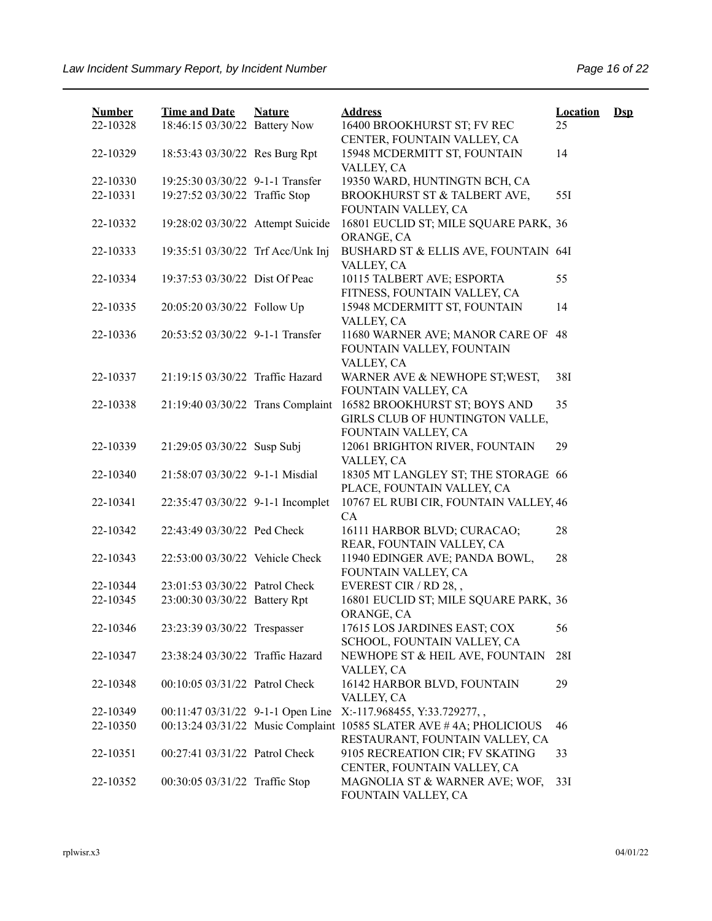| Number | Time and Date | Nature | Address | Location | Dsp |
|---|---|---|---|---|---|
| 22-10328 | 18:46:15 03/30/22 | Battery Now | 16400 BROOKHURST ST; FV REC CENTER, FOUNTAIN VALLEY, CA | 25 | |
| 22-10329 | 18:53:43 03/30/22 | Res Burg Rpt | 15948 MCDERMITT ST, FOUNTAIN VALLEY, CA | 14 | |
| 22-10330 | 19:25:30 03/30/22 | 9-1-1 Transfer | 19350 WARD, HUNTINGTN BCH, CA | | |
| 22-10331 | 19:27:52 03/30/22 | Traffic Stop | BROOKHURST ST & TALBERT AVE, FOUNTAIN VALLEY, CA | 55I | |
| 22-10332 | 19:28:02 03/30/22 | Attempt Suicide | 16801 EUCLID ST; MILE SQUARE PARK, ORANGE, CA | 36 | |
| 22-10333 | 19:35:51 03/30/22 | Trf Acc/Unk Inj | BUSHARD ST & ELLIS AVE, FOUNTAIN VALLEY, CA | 64I | |
| 22-10334 | 19:37:53 03/30/22 | Dist Of Peac | 10115 TALBERT AVE; ESPORTA FITNESS, FOUNTAIN VALLEY, CA | 55 | |
| 22-10335 | 20:05:20 03/30/22 | Follow Up | 15948 MCDERMITT ST, FOUNTAIN VALLEY, CA | 14 | |
| 22-10336 | 20:53:52 03/30/22 | 9-1-1 Transfer | 11680 WARNER AVE; MANOR CARE OF FOUNTAIN VALLEY, FOUNTAIN VALLEY, CA | 48 | |
| 22-10337 | 21:19:15 03/30/22 | Traffic Hazard | WARNER AVE & NEWHOPE ST;WEST, FOUNTAIN VALLEY, CA | 38I | |
| 22-10338 | 21:19:40 03/30/22 | Trans Complaint | 16582 BROOKHURST ST; BOYS AND GIRLS CLUB OF HUNTINGTON VALLE, FOUNTAIN VALLEY, CA | 35 | |
| 22-10339 | 21:29:05 03/30/22 | Susp Subj | 12061 BRIGHTON RIVER, FOUNTAIN VALLEY, CA | 29 | |
| 22-10340 | 21:58:07 03/30/22 | 9-1-1 Misdial | 18305 MT LANGLEY ST; THE STORAGE PLACE, FOUNTAIN VALLEY, CA | 66 | |
| 22-10341 | 22:35:47 03/30/22 | 9-1-1 Incomplet | 10767 EL RUBI CIR, FOUNTAIN VALLEY, CA | 46 | |
| 22-10342 | 22:43:49 03/30/22 | Ped Check | 16111 HARBOR BLVD; CURACAO; REAR, FOUNTAIN VALLEY, CA | 28 | |
| 22-10343 | 22:53:00 03/30/22 | Vehicle Check | 11940 EDINGER AVE; PANDA BOWL, FOUNTAIN VALLEY, CA | 28 | |
| 22-10344 | 23:01:53 03/30/22 | Patrol Check | EVEREST CIR / RD 28, , | | |
| 22-10345 | 23:00:30 03/30/22 | Battery Rpt | 16801 EUCLID ST; MILE SQUARE PARK, ORANGE, CA | 36 | |
| 22-10346 | 23:23:39 03/30/22 | Trespasser | 17615 LOS JARDINES EAST; COX SCHOOL, FOUNTAIN VALLEY, CA | 56 | |
| 22-10347 | 23:38:24 03/30/22 | Traffic Hazard | NEWHOPE ST & HEIL AVE, FOUNTAIN VALLEY, CA | 28I | |
| 22-10348 | 00:10:05 03/31/22 | Patrol Check | 16142 HARBOR BLVD, FOUNTAIN VALLEY, CA | 29 | |
| 22-10349 | 00:11:47 03/31/22 | 9-1-1 Open Line | X:-117.968455, Y:33.729277, , | | |
| 22-10350 | 00:13:24 03/31/22 | Music Complaint | 10585 SLATER AVE # 4A; PHOLICIOUS RESTAURANT, FOUNTAIN VALLEY, CA | 46 | |
| 22-10351 | 00:27:41 03/31/22 | Patrol Check | 9105 RECREATION CIR; FV SKATING CENTER, FOUNTAIN VALLEY, CA | 33 | |
| 22-10352 | 00:30:05 03/31/22 | Traffic Stop | MAGNOLIA ST & WARNER AVE; WOF, FOUNTAIN VALLEY, CA | 33I | |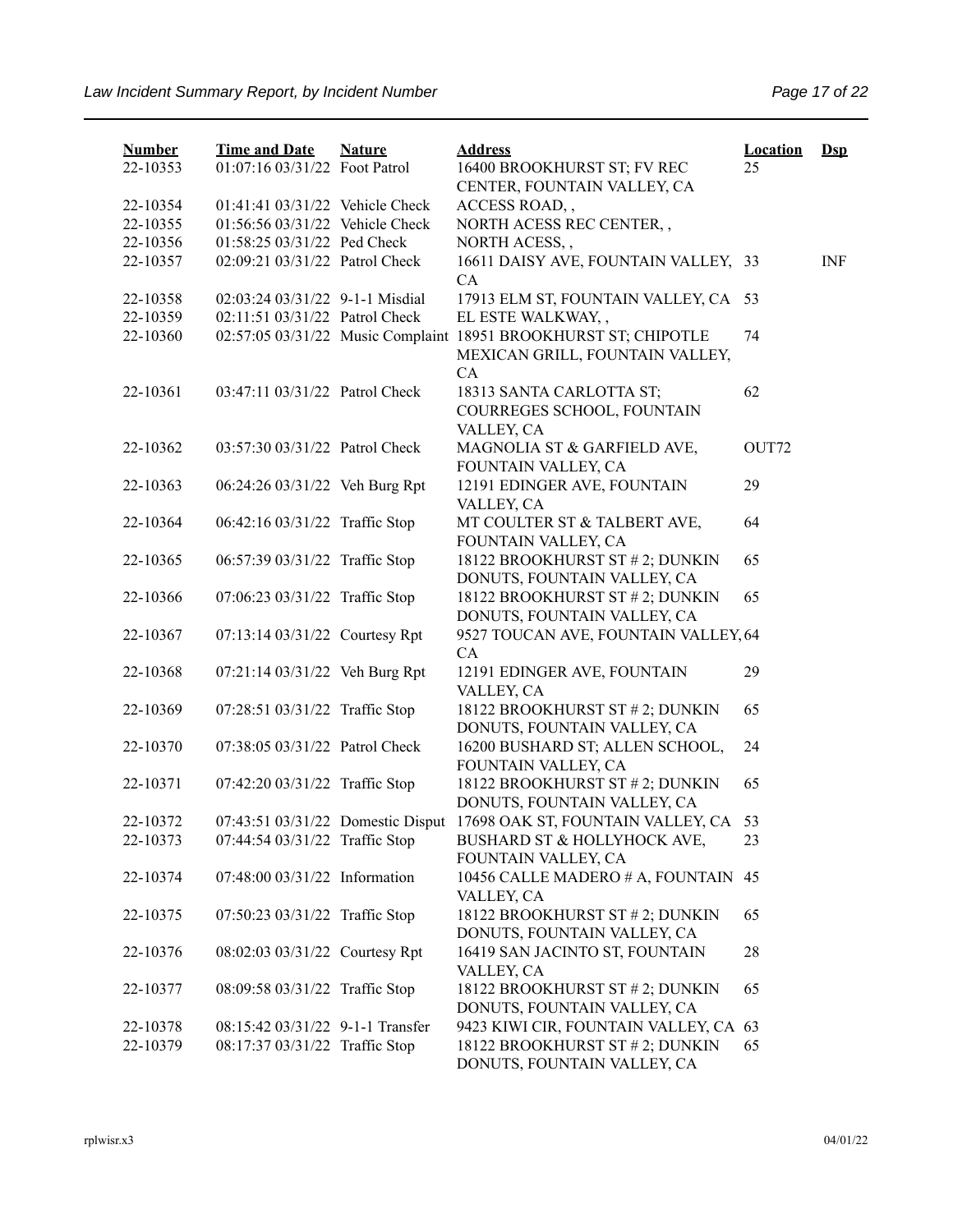| Number | Time and Date | Nature | Address | Location | Dsp |
|---|---|---|---|---|---|
| 22-10353 | 01:07:16 03/31/22 | Foot Patrol | 16400 BROOKHURST ST; FV REC CENTER, FOUNTAIN VALLEY, CA | 25 | |
| 22-10354 | 01:41:41 03/31/22 | Vehicle Check | ACCESS ROAD, , | | |
| 22-10355 | 01:56:56 03/31/22 | Vehicle Check | NORTH ACESS REC CENTER, , | | |
| 22-10356 | 01:58:25 03/31/22 | Ped Check | NORTH ACESS, , | | |
| 22-10357 | 02:09:21 03/31/22 | Patrol Check | 16611 DAISY AVE, FOUNTAIN VALLEY, CA | 33 | INF |
| 22-10358 | 02:03:24 03/31/22 | 9-1-1 Misdial | 17913 ELM ST, FOUNTAIN VALLEY, CA | 53 | |
| 22-10359 | 02:11:51 03/31/22 | Patrol Check | EL ESTE WALKWAY, , | | |
| 22-10360 | 02:57:05 03/31/22 | Music Complaint | 18951 BROOKHURST ST; CHIPOTLE MEXICAN GRILL, FOUNTAIN VALLEY, CA | 74 | |
| 22-10361 | 03:47:11 03/31/22 | Patrol Check | 18313 SANTA CARLOTTA ST; COURREGES SCHOOL, FOUNTAIN VALLEY, CA | 62 | |
| 22-10362 | 03:57:30 03/31/22 | Patrol Check | MAGNOLIA ST & GARFIELD AVE, FOUNTAIN VALLEY, CA | OUT72 | |
| 22-10363 | 06:24:26 03/31/22 | Veh Burg Rpt | 12191 EDINGER AVE, FOUNTAIN VALLEY, CA | 29 | |
| 22-10364 | 06:42:16 03/31/22 | Traffic Stop | MT COULTER ST & TALBERT AVE, FOUNTAIN VALLEY, CA | 64 | |
| 22-10365 | 06:57:39 03/31/22 | Traffic Stop | 18122 BROOKHURST ST # 2; DUNKIN DONUTS, FOUNTAIN VALLEY, CA | 65 | |
| 22-10366 | 07:06:23 03/31/22 | Traffic Stop | 18122 BROOKHURST ST # 2; DUNKIN DONUTS, FOUNTAIN VALLEY, CA | 65 | |
| 22-10367 | 07:13:14 03/31/22 | Courtesy Rpt | 9527 TOUCAN AVE, FOUNTAIN VALLEY, CA | 64 | |
| 22-10368 | 07:21:14 03/31/22 | Veh Burg Rpt | 12191 EDINGER AVE, FOUNTAIN VALLEY, CA | 29 | |
| 22-10369 | 07:28:51 03/31/22 | Traffic Stop | 18122 BROOKHURST ST # 2; DUNKIN DONUTS, FOUNTAIN VALLEY, CA | 65 | |
| 22-10370 | 07:38:05 03/31/22 | Patrol Check | 16200 BUSHARD ST; ALLEN SCHOOL, FOUNTAIN VALLEY, CA | 24 | |
| 22-10371 | 07:42:20 03/31/22 | Traffic Stop | 18122 BROOKHURST ST # 2; DUNKIN DONUTS, FOUNTAIN VALLEY, CA | 65 | |
| 22-10372 | 07:43:51 03/31/22 | Domestic Disput | 17698 OAK ST, FOUNTAIN VALLEY, CA | 53 | |
| 22-10373 | 07:44:54 03/31/22 | Traffic Stop | BUSHARD ST & HOLLYHOCK AVE, FOUNTAIN VALLEY, CA | 23 | |
| 22-10374 | 07:48:00 03/31/22 | Information | 10456 CALLE MADERO # A, FOUNTAIN VALLEY, CA | 45 | |
| 22-10375 | 07:50:23 03/31/22 | Traffic Stop | 18122 BROOKHURST ST # 2; DUNKIN DONUTS, FOUNTAIN VALLEY, CA | 65 | |
| 22-10376 | 08:02:03 03/31/22 | Courtesy Rpt | 16419 SAN JACINTO ST, FOUNTAIN VALLEY, CA | 28 | |
| 22-10377 | 08:09:58 03/31/22 | Traffic Stop | 18122 BROOKHURST ST # 2; DUNKIN DONUTS, FOUNTAIN VALLEY, CA | 65 | |
| 22-10378 | 08:15:42 03/31/22 | 9-1-1 Transfer | 9423 KIWI CIR, FOUNTAIN VALLEY, CA | 63 | |
| 22-10379 | 08:17:37 03/31/22 | Traffic Stop | 18122 BROOKHURST ST # 2; DUNKIN DONUTS, FOUNTAIN VALLEY, CA | 65 | |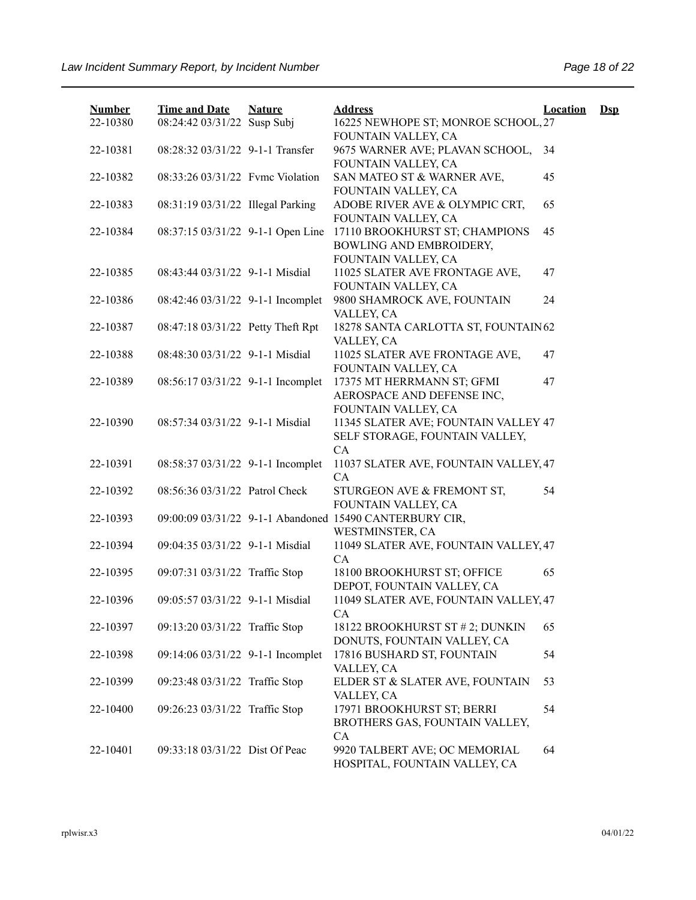| Number | Time and Date | Nature | Address | Location | Dsp |
|---|---|---|---|---|---|
| 22-10380 | 08:24:42 03/31/22 | Susp Subj | 16225 NEWHOPE ST; MONROE SCHOOL, FOUNTAIN VALLEY, CA | 27 | |
| 22-10381 | 08:28:32 03/31/22 | 9-1-1 Transfer | 9675 WARNER AVE; PLAVAN SCHOOL, FOUNTAIN VALLEY, CA | 34 | |
| 22-10382 | 08:33:26 03/31/22 | Fvmc Violation | SAN MATEO ST & WARNER AVE, FOUNTAIN VALLEY, CA | 45 | |
| 22-10383 | 08:31:19 03/31/22 | Illegal Parking | ADOBE RIVER AVE & OLYMPIC CRT, FOUNTAIN VALLEY, CA | 65 | |
| 22-10384 | 08:37:15 03/31/22 | 9-1-1 Open Line | 17110 BROOKHURST ST; CHAMPIONS BOWLING AND EMBROIDERY, FOUNTAIN VALLEY, CA | 45 | |
| 22-10385 | 08:43:44 03/31/22 | 9-1-1 Misdial | 11025 SLATER AVE FRONTAGE AVE, FOUNTAIN VALLEY, CA | 47 | |
| 22-10386 | 08:42:46 03/31/22 | 9-1-1 Incomplet | 9800 SHAMROCK AVE, FOUNTAIN VALLEY, CA | 24 | |
| 22-10387 | 08:47:18 03/31/22 | Petty Theft Rpt | 18278 SANTA CARLOTTA ST, FOUNTAIN VALLEY, CA | 62 | |
| 22-10388 | 08:48:30 03/31/22 | 9-1-1 Misdial | 11025 SLATER AVE FRONTAGE AVE, FOUNTAIN VALLEY, CA | 47 | |
| 22-10389 | 08:56:17 03/31/22 | 9-1-1 Incomplet | 17375 MT HERRMANN ST; GFMI AEROSPACE AND DEFENSE INC, FOUNTAIN VALLEY, CA | 47 | |
| 22-10390 | 08:57:34 03/31/22 | 9-1-1 Misdial | 11345 SLATER AVE; FOUNTAIN VALLEY SELF STORAGE, FOUNTAIN VALLEY, CA | 47 | |
| 22-10391 | 08:58:37 03/31/22 | 9-1-1 Incomplet | 11037 SLATER AVE, FOUNTAIN VALLEY, CA | 47 | |
| 22-10392 | 08:56:36 03/31/22 | Patrol Check | STURGEON AVE & FREMONT ST, FOUNTAIN VALLEY, CA | 54 | |
| 22-10393 | 09:00:09 03/31/22 | 9-1-1 Abandoned | 15490 CANTERBURY CIR, WESTMINSTER, CA | | |
| 22-10394 | 09:04:35 03/31/22 | 9-1-1 Misdial | 11049 SLATER AVE, FOUNTAIN VALLEY, CA | 47 | |
| 22-10395 | 09:07:31 03/31/22 | Traffic Stop | 18100 BROOKHURST ST; OFFICE DEPOT, FOUNTAIN VALLEY, CA | 65 | |
| 22-10396 | 09:05:57 03/31/22 | 9-1-1 Misdial | 11049 SLATER AVE, FOUNTAIN VALLEY, CA | 47 | |
| 22-10397 | 09:13:20 03/31/22 | Traffic Stop | 18122 BROOKHURST ST # 2; DUNKIN DONUTS, FOUNTAIN VALLEY, CA | 65 | |
| 22-10398 | 09:14:06 03/31/22 | 9-1-1 Incomplet | 17816 BUSHARD ST, FOUNTAIN VALLEY, CA | 54 | |
| 22-10399 | 09:23:48 03/31/22 | Traffic Stop | ELDER ST & SLATER AVE, FOUNTAIN VALLEY, CA | 53 | |
| 22-10400 | 09:26:23 03/31/22 | Traffic Stop | 17971 BROOKHURST ST; BERRI BROTHERS GAS, FOUNTAIN VALLEY, CA | 54 | |
| 22-10401 | 09:33:18 03/31/22 | Dist Of Peac | 9920 TALBERT AVE; OC MEMORIAL HOSPITAL, FOUNTAIN VALLEY, CA | 64 | |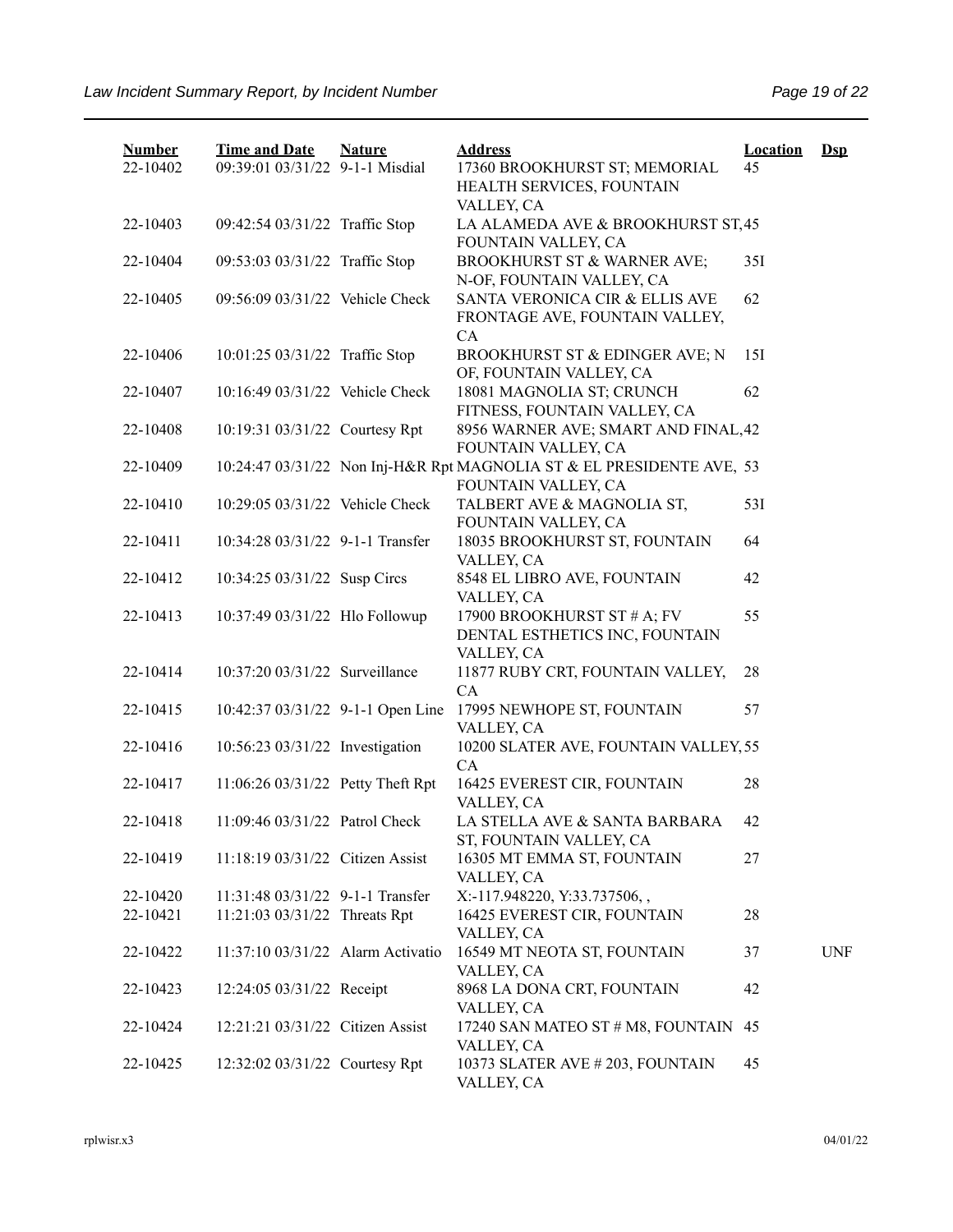| Number | Time and Date | Nature | Address | Location | Dsp |
|---|---|---|---|---|---|
| 22-10402 | 09:39:01 03/31/22 | 9-1-1 Misdial | 17360 BROOKHURST ST; MEMORIAL HEALTH SERVICES, FOUNTAIN VALLEY, CA | 45 | |
| 22-10403 | 09:42:54 03/31/22 | Traffic Stop | LA ALAMEDA AVE & BROOKHURST ST, FOUNTAIN VALLEY, CA | 45 | |
| 22-10404 | 09:53:03 03/31/22 | Traffic Stop | BROOKHURST ST & WARNER AVE; N-OF, FOUNTAIN VALLEY, CA | 35I | |
| 22-10405 | 09:56:09 03/31/22 | Vehicle Check | SANTA VERONICA CIR & ELLIS AVE FRONTAGE AVE, FOUNTAIN VALLEY, CA | 62 | |
| 22-10406 | 10:01:25 03/31/22 | Traffic Stop | BROOKHURST ST & EDINGER AVE; N OF, FOUNTAIN VALLEY, CA | 15I | |
| 22-10407 | 10:16:49 03/31/22 | Vehicle Check | 18081 MAGNOLIA ST; CRUNCH FITNESS, FOUNTAIN VALLEY, CA | 62 | |
| 22-10408 | 10:19:31 03/31/22 | Courtesy Rpt | 8956 WARNER AVE; SMART AND FINAL, FOUNTAIN VALLEY, CA | 42 | |
| 22-10409 | 10:24:47 03/31/22 | Non Inj-H&R Rpt | MAGNOLIA ST & EL PRESIDENTE AVE, FOUNTAIN VALLEY, CA | 53 | |
| 22-10410 | 10:29:05 03/31/22 | Vehicle Check | TALBERT AVE & MAGNOLIA ST, FOUNTAIN VALLEY, CA | 53I | |
| 22-10411 | 10:34:28 03/31/22 | 9-1-1 Transfer | 18035 BROOKHURST ST, FOUNTAIN VALLEY, CA | 64 | |
| 22-10412 | 10:34:25 03/31/22 | Susp Circs | 8548 EL LIBRO AVE, FOUNTAIN VALLEY, CA | 42 | |
| 22-10413 | 10:37:49 03/31/22 | Hlo Followup | 17900 BROOKHURST ST # A; FV DENTAL ESTHETICS INC, FOUNTAIN VALLEY, CA | 55 | |
| 22-10414 | 10:37:20 03/31/22 | Surveillance | 11877 RUBY CRT, FOUNTAIN VALLEY, CA | 28 | |
| 22-10415 | 10:42:37 03/31/22 | 9-1-1 Open Line | 17995 NEWHOPE ST, FOUNTAIN VALLEY, CA | 57 | |
| 22-10416 | 10:56:23 03/31/22 | Investigation | 10200 SLATER AVE, FOUNTAIN VALLEY, CA | 55 | |
| 22-10417 | 11:06:26 03/31/22 | Petty Theft Rpt | 16425 EVEREST CIR, FOUNTAIN VALLEY, CA | 28 | |
| 22-10418 | 11:09:46 03/31/22 | Patrol Check | LA STELLA AVE & SANTA BARBARA ST, FOUNTAIN VALLEY, CA | 42 | |
| 22-10419 | 11:18:19 03/31/22 | Citizen Assist | 16305 MT EMMA ST, FOUNTAIN VALLEY, CA | 27 | |
| 22-10420 | 11:31:48 03/31/22 | 9-1-1 Transfer | X:-117.948220, Y:33.737506, , | | |
| 22-10421 | 11:21:03 03/31/22 | Threats Rpt | 16425 EVEREST CIR, FOUNTAIN VALLEY, CA | 28 | |
| 22-10422 | 11:37:10 03/31/22 | Alarm Activatio | 16549 MT NEOTA ST, FOUNTAIN VALLEY, CA | 37 | UNF |
| 22-10423 | 12:24:05 03/31/22 | Receipt | 8968 LA DONA CRT, FOUNTAIN VALLEY, CA | 42 | |
| 22-10424 | 12:21:21 03/31/22 | Citizen Assist | 17240 SAN MATEO ST # M8, FOUNTAIN VALLEY, CA | 45 | |
| 22-10425 | 12:32:02 03/31/22 | Courtesy Rpt | 10373 SLATER AVE # 203, FOUNTAIN VALLEY, CA | 45 | |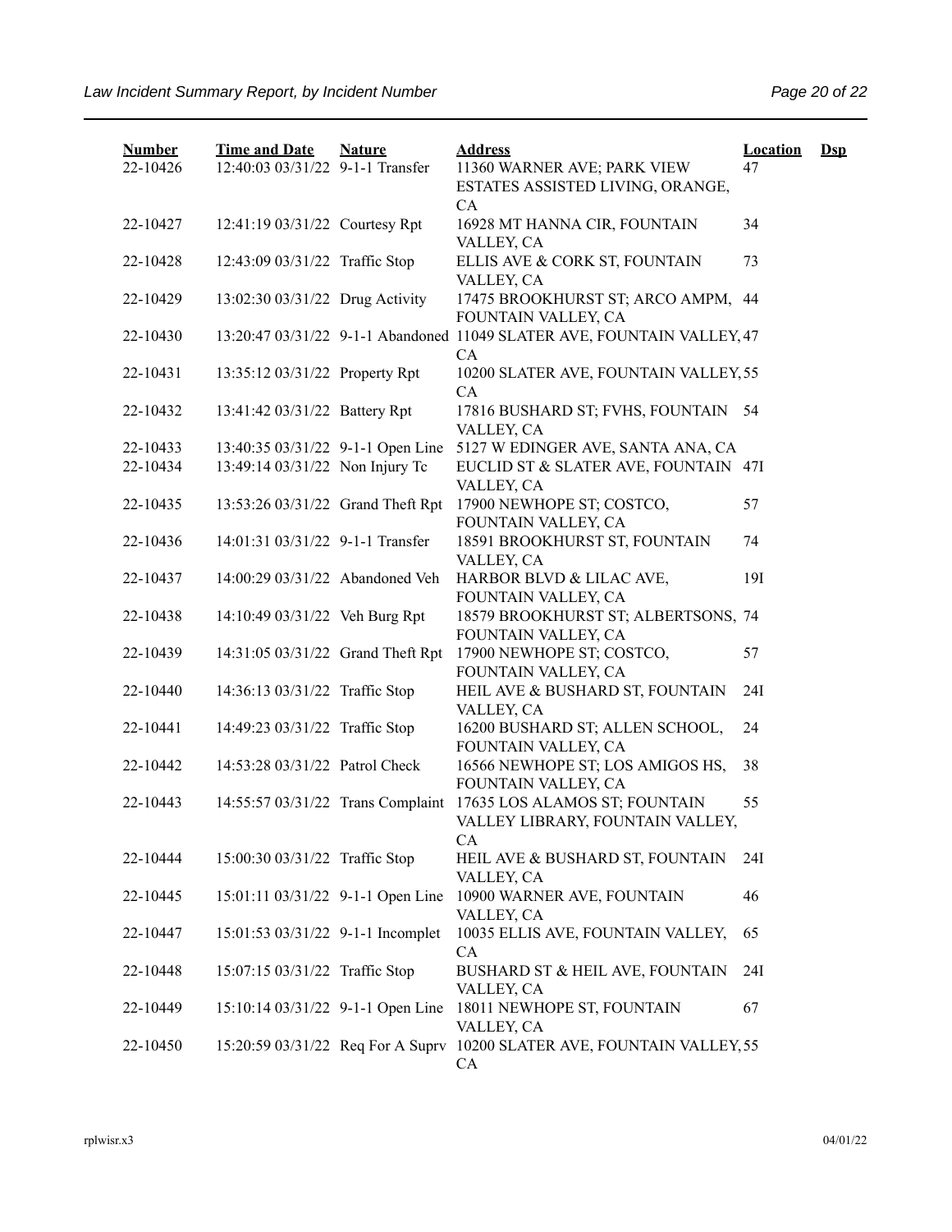| Number | Time and Date | Nature | Address | Location | Dsp |
|---|---|---|---|---|---|
| 22-10426 | 12:40:03 03/31/22 | 9-1-1 Transfer | 11360 WARNER AVE; PARK VIEW ESTATES ASSISTED LIVING, ORANGE, CA | 47 | |
| 22-10427 | 12:41:19 03/31/22 | Courtesy Rpt | 16928 MT HANNA CIR, FOUNTAIN VALLEY, CA | 34 | |
| 22-10428 | 12:43:09 03/31/22 | Traffic Stop | ELLIS AVE & CORK ST, FOUNTAIN VALLEY, CA | 73 | |
| 22-10429 | 13:02:30 03/31/22 | Drug Activity | 17475 BROOKHURST ST; ARCO AMPM, FOUNTAIN VALLEY, CA | 44 | |
| 22-10430 | 13:20:47 03/31/22 | 9-1-1 Abandoned | 11049 SLATER AVE, FOUNTAIN VALLEY, CA | 47 | |
| 22-10431 | 13:35:12 03/31/22 | Property Rpt | 10200 SLATER AVE, FOUNTAIN VALLEY, CA | 55 | |
| 22-10432 | 13:41:42 03/31/22 | Battery Rpt | 17816 BUSHARD ST; FVHS, FOUNTAIN VALLEY, CA | 54 | |
| 22-10433 | 13:40:35 03/31/22 | 9-1-1 Open Line | 5127 W EDINGER AVE, SANTA ANA, CA | | |
| 22-10434 | 13:49:14 03/31/22 | Non Injury Tc | EUCLID ST & SLATER AVE, FOUNTAIN VALLEY, CA | 47I | |
| 22-10435 | 13:53:26 03/31/22 | Grand Theft Rpt | 17900 NEWHOPE ST; COSTCO, FOUNTAIN VALLEY, CA | 57 | |
| 22-10436 | 14:01:31 03/31/22 | 9-1-1 Transfer | 18591 BROOKHURST ST, FOUNTAIN VALLEY, CA | 74 | |
| 22-10437 | 14:00:29 03/31/22 | Abandoned Veh | HARBOR BLVD & LILAC AVE, FOUNTAIN VALLEY, CA | 19I | |
| 22-10438 | 14:10:49 03/31/22 | Veh Burg Rpt | 18579 BROOKHURST ST; ALBERTSONS, FOUNTAIN VALLEY, CA | 74 | |
| 22-10439 | 14:31:05 03/31/22 | Grand Theft Rpt | 17900 NEWHOPE ST; COSTCO, FOUNTAIN VALLEY, CA | 57 | |
| 22-10440 | 14:36:13 03/31/22 | Traffic Stop | HEIL AVE & BUSHARD ST, FOUNTAIN VALLEY, CA | 24I | |
| 22-10441 | 14:49:23 03/31/22 | Traffic Stop | 16200 BUSHARD ST; ALLEN SCHOOL, FOUNTAIN VALLEY, CA | 24 | |
| 22-10442 | 14:53:28 03/31/22 | Patrol Check | 16566 NEWHOPE ST; LOS AMIGOS HS, FOUNTAIN VALLEY, CA | 38 | |
| 22-10443 | 14:55:57 03/31/22 | Trans Complaint | 17635 LOS ALAMOS ST; FOUNTAIN VALLEY LIBRARY, FOUNTAIN VALLEY, CA | 55 | |
| 22-10444 | 15:00:30 03/31/22 | Traffic Stop | HEIL AVE & BUSHARD ST, FOUNTAIN VALLEY, CA | 24I | |
| 22-10445 | 15:01:11 03/31/22 | 9-1-1 Open Line | 10900 WARNER AVE, FOUNTAIN VALLEY, CA | 46 | |
| 22-10447 | 15:01:53 03/31/22 | 9-1-1 Incomplet | 10035 ELLIS AVE, FOUNTAIN VALLEY, CA | 65 | |
| 22-10448 | 15:07:15 03/31/22 | Traffic Stop | BUSHARD ST & HEIL AVE, FOUNTAIN VALLEY, CA | 24I | |
| 22-10449 | 15:10:14 03/31/22 | 9-1-1 Open Line | 18011 NEWHOPE ST, FOUNTAIN VALLEY, CA | 67 | |
| 22-10450 | 15:20:59 03/31/22 | Req For A Suprv | 10200 SLATER AVE, FOUNTAIN VALLEY, CA | 55 | |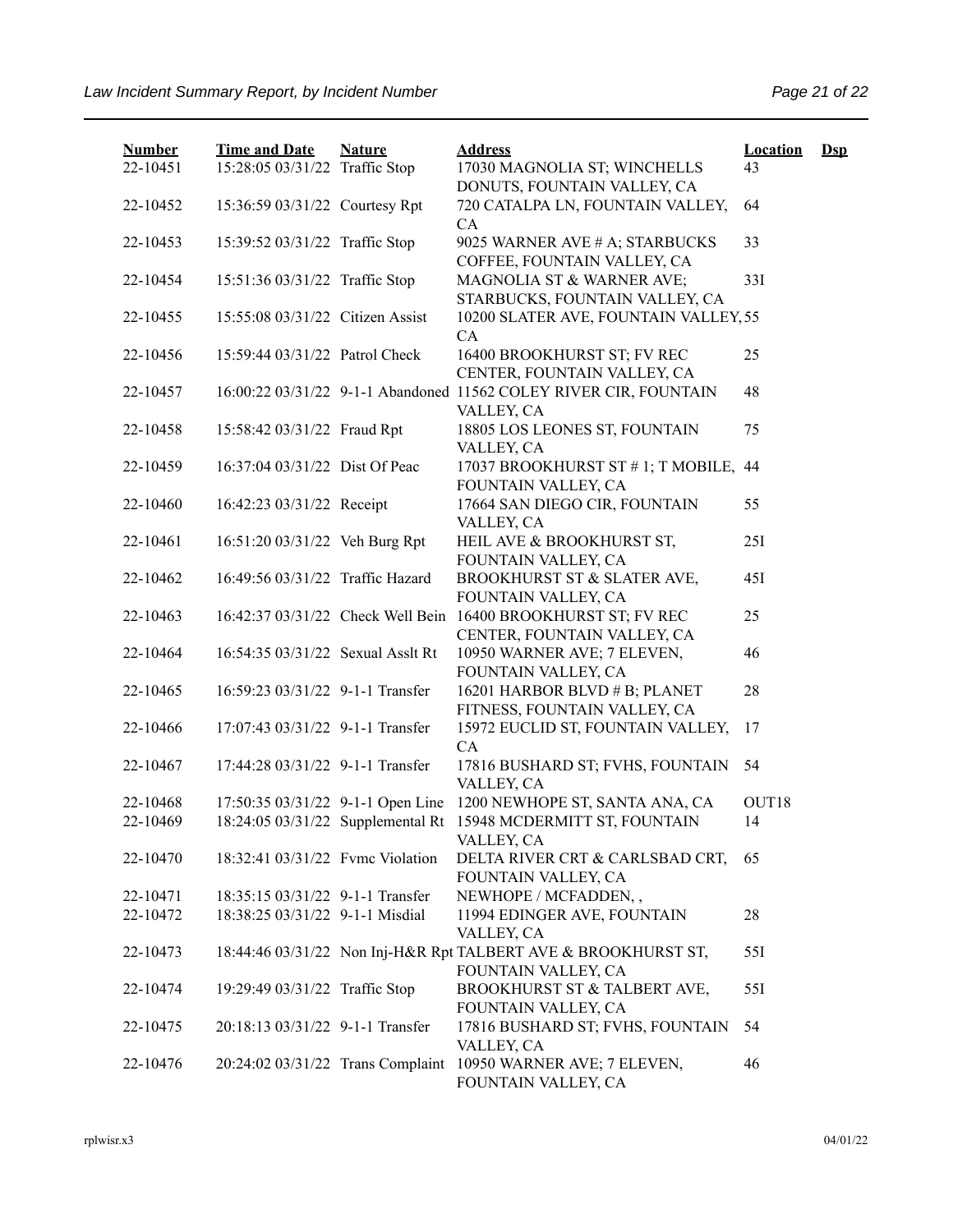| Number | Time and Date | Nature | Address | Location | Dsp |
|---|---|---|---|---|---|
| 22-10451 | 15:28:05 03/31/22 | Traffic Stop | 17030 MAGNOLIA ST; WINCHELLS DONUTS, FOUNTAIN VALLEY, CA | 43 | |
| 22-10452 | 15:36:59 03/31/22 | Courtesy Rpt | 720 CATALPA LN, FOUNTAIN VALLEY, CA | 64 | |
| 22-10453 | 15:39:52 03/31/22 | Traffic Stop | 9025 WARNER AVE # A; STARBUCKS COFFEE, FOUNTAIN VALLEY, CA | 33 | |
| 22-10454 | 15:51:36 03/31/22 | Traffic Stop | MAGNOLIA ST & WARNER AVE; STARBUCKS, FOUNTAIN VALLEY, CA | 33I | |
| 22-10455 | 15:55:08 03/31/22 | Citizen Assist | 10200 SLATER AVE, FOUNTAIN VALLEY, CA | 55 | |
| 22-10456 | 15:59:44 03/31/22 | Patrol Check | 16400 BROOKHURST ST; FV REC CENTER, FOUNTAIN VALLEY, CA | 25 | |
| 22-10457 | 16:00:22 03/31/22 | 9-1-1 Abandoned | 11562 COLEY RIVER CIR, FOUNTAIN VALLEY, CA | 48 | |
| 22-10458 | 15:58:42 03/31/22 | Fraud Rpt | 18805 LOS LEONES ST, FOUNTAIN VALLEY, CA | 75 | |
| 22-10459 | 16:37:04 03/31/22 | Dist Of Peac | 17037 BROOKHURST ST # 1; T MOBILE, FOUNTAIN VALLEY, CA | 44 | |
| 22-10460 | 16:42:23 03/31/22 | Receipt | 17664 SAN DIEGO CIR, FOUNTAIN VALLEY, CA | 55 | |
| 22-10461 | 16:51:20 03/31/22 | Veh Burg Rpt | HEIL AVE & BROOKHURST ST, FOUNTAIN VALLEY, CA | 25I | |
| 22-10462 | 16:49:56 03/31/22 | Traffic Hazard | BROOKHURST ST & SLATER AVE, FOUNTAIN VALLEY, CA | 45I | |
| 22-10463 | 16:42:37 03/31/22 | Check Well Bein | 16400 BROOKHURST ST; FV REC CENTER, FOUNTAIN VALLEY, CA | 25 | |
| 22-10464 | 16:54:35 03/31/22 | Sexual Asslt Rt | 10950 WARNER AVE; 7 ELEVEN, FOUNTAIN VALLEY, CA | 46 | |
| 22-10465 | 16:59:23 03/31/22 | 9-1-1 Transfer | 16201 HARBOR BLVD # B; PLANET FITNESS, FOUNTAIN VALLEY, CA | 28 | |
| 22-10466 | 17:07:43 03/31/22 | 9-1-1 Transfer | 15972 EUCLID ST, FOUNTAIN VALLEY, CA | 17 | |
| 22-10467 | 17:44:28 03/31/22 | 9-1-1 Transfer | 17816 BUSHARD ST; FVHS, FOUNTAIN VALLEY, CA | 54 | |
| 22-10468 | 17:50:35 03/31/22 | 9-1-1 Open Line | 1200 NEWHOPE ST, SANTA ANA, CA | OUT18 | |
| 22-10469 | 18:24:05 03/31/22 | Supplemental Rt | 15948 MCDERMITT ST, FOUNTAIN VALLEY, CA | 14 | |
| 22-10470 | 18:32:41 03/31/22 | Fvmc Violation | DELTA RIVER CRT & CARLSBAD CRT, FOUNTAIN VALLEY, CA | 65 | |
| 22-10471 | 18:35:15 03/31/22 | 9-1-1 Transfer | NEWHOPE / MCFADDEN, , | | |
| 22-10472 | 18:38:25 03/31/22 | 9-1-1 Misdial | 11994 EDINGER AVE, FOUNTAIN VALLEY, CA | 28 | |
| 22-10473 | 18:44:46 03/31/22 | Non Inj-H&R Rpt | TALBERT AVE & BROOKHURST ST, FOUNTAIN VALLEY, CA | 55I | |
| 22-10474 | 19:29:49 03/31/22 | Traffic Stop | BROOKHURST ST & TALBERT AVE, FOUNTAIN VALLEY, CA | 55I | |
| 22-10475 | 20:18:13 03/31/22 | 9-1-1 Transfer | 17816 BUSHARD ST; FVHS, FOUNTAIN VALLEY, CA | 54 | |
| 22-10476 | 20:24:02 03/31/22 | Trans Complaint | 10950 WARNER AVE; 7 ELEVEN, FOUNTAIN VALLEY, CA | 46 | |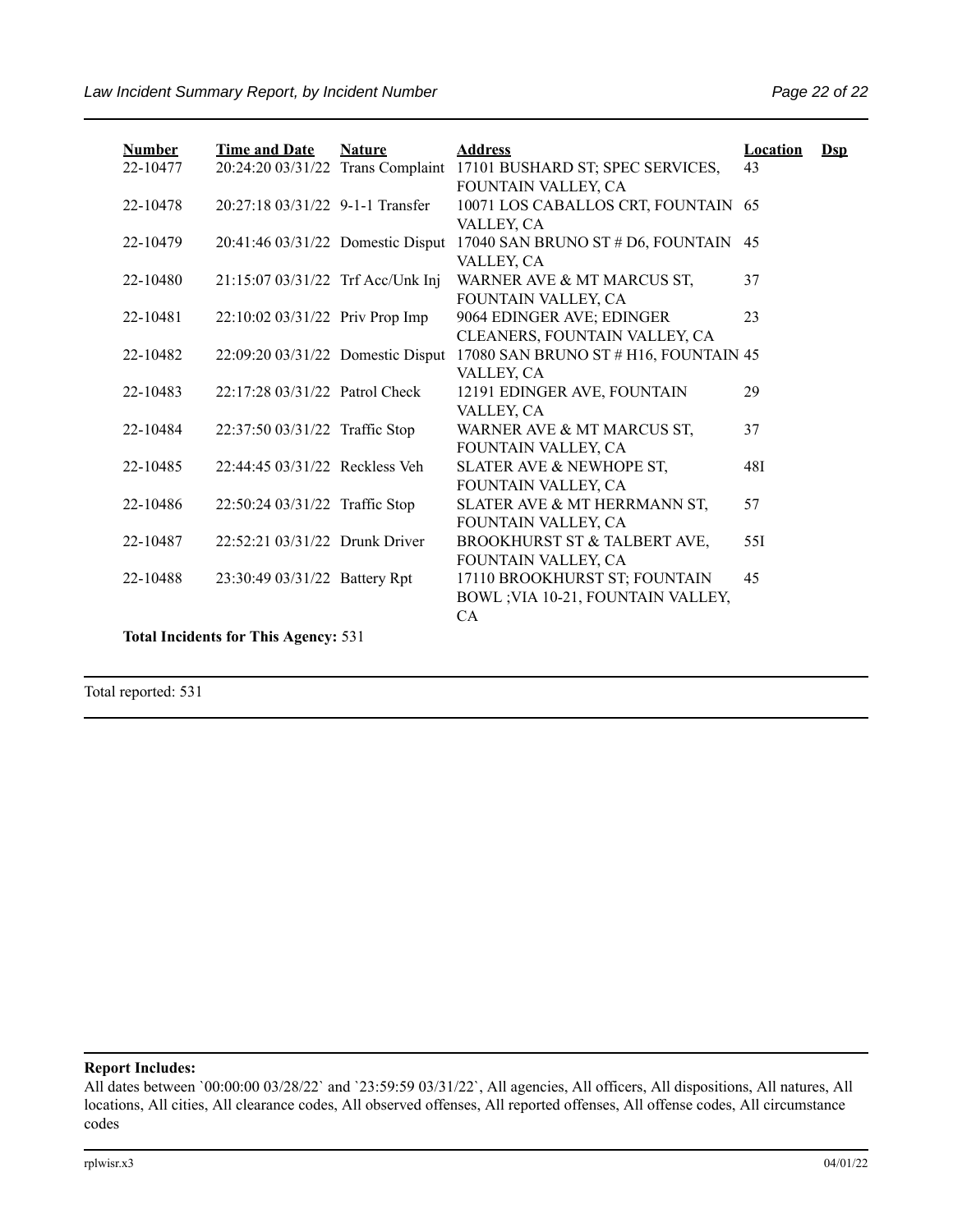| Number | Time and Date | Nature | Address | Location | Dsp |
|---|---|---|---|---|---|
| 22-10477 | 20:24:20 03/31/22 | Trans Complaint | 17101 BUSHARD ST; SPEC SERVICES, FOUNTAIN VALLEY, CA | 43 | |
| 22-10478 | 20:27:18 03/31/22 | 9-1-1 Transfer | 10071 LOS CABALLOS CRT, FOUNTAIN VALLEY, CA | 65 | |
| 22-10479 | 20:41:46 03/31/22 | Domestic Disput | 17040 SAN BRUNO ST # D6, FOUNTAIN VALLEY, CA | 45 | |
| 22-10480 | 21:15:07 03/31/22 | Trf Acc/Unk Inj | WARNER AVE & MT MARCUS ST, FOUNTAIN VALLEY, CA | 37 | |
| 22-10481 | 22:10:02 03/31/22 | Priv Prop Imp | 9064 EDINGER AVE; EDINGER CLEANERS, FOUNTAIN VALLEY, CA | 23 | |
| 22-10482 | 22:09:20 03/31/22 | Domestic Disput | 17080 SAN BRUNO ST # H16, FOUNTAIN VALLEY, CA | 45 | |
| 22-10483 | 22:17:28 03/31/22 | Patrol Check | 12191 EDINGER AVE, FOUNTAIN VALLEY, CA | 29 | |
| 22-10484 | 22:37:50 03/31/22 | Traffic Stop | WARNER AVE & MT MARCUS ST, FOUNTAIN VALLEY, CA | 37 | |
| 22-10485 | 22:44:45 03/31/22 | Reckless Veh | SLATER AVE & NEWHOPE ST, FOUNTAIN VALLEY, CA | 48I | |
| 22-10486 | 22:50:24 03/31/22 | Traffic Stop | SLATER AVE & MT HERRMANN ST, FOUNTAIN VALLEY, CA | 57 | |
| 22-10487 | 22:52:21 03/31/22 | Drunk Driver | BROOKHURST ST & TALBERT AVE, FOUNTAIN VALLEY, CA | 55I | |
| 22-10488 | 23:30:49 03/31/22 | Battery Rpt | 17110 BROOKHURST ST; FOUNTAIN BOWL ;VIA 10-21, FOUNTAIN VALLEY, CA | 45 | |

**Total Incidents for This Agency:** 531

Total reported: 531

**Report Includes:**

All dates between `00:00:00 03/28/22` and `23:59:59 03/31/22`, All agencies, All officers, All dispositions, All natures, All locations, All cities, All clearance codes, All observed offenses, All reported offenses, All offense codes, All circumstance codes

rplwisr.x3 04/01/22